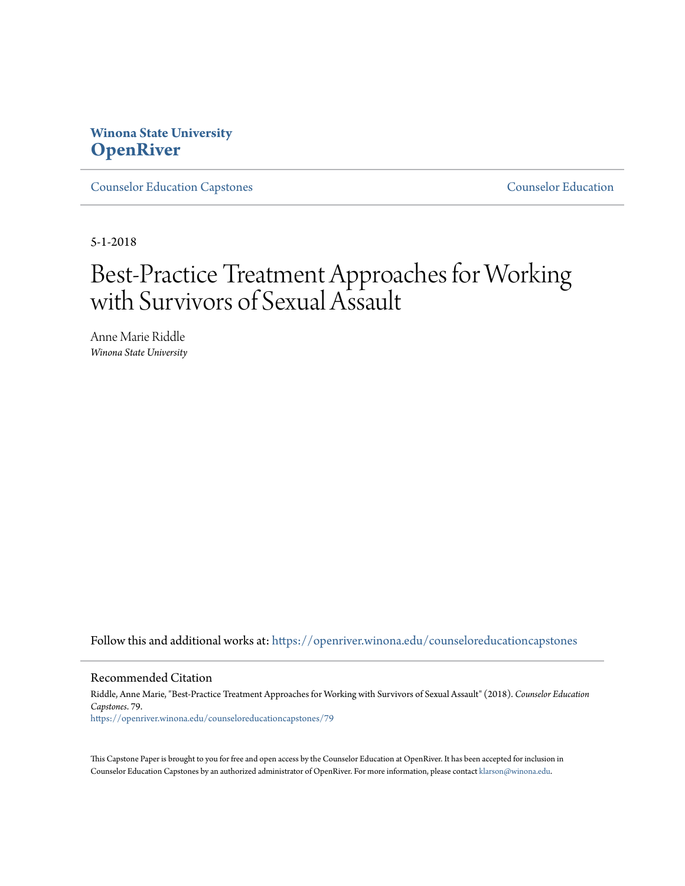Winona State University
**OpenRiver**

Counselor Education Capstones | Counselor Education

5-1-2018

# Best-Practice Treatment Approaches for Working with Survivors of Sexual Assault

Anne Marie Riddle
*Winona State University*

Follow this and additional works at: https://openriver.winona.edu/counseloreducationcapstones

## Recommended Citation

Riddle, Anne Marie, "Best-Practice Treatment Approaches for Working with Survivors of Sexual Assault" (2018). *Counselor Education Capstones*. 79.
https://openriver.winona.edu/counseloreducationcapstones/79

This Capstone Paper is brought to you for free and open access by the Counselor Education at OpenRiver. It has been accepted for inclusion in Counselor Education Capstones by an authorized administrator of OpenRiver. For more information, please contact klarson@winona.edu.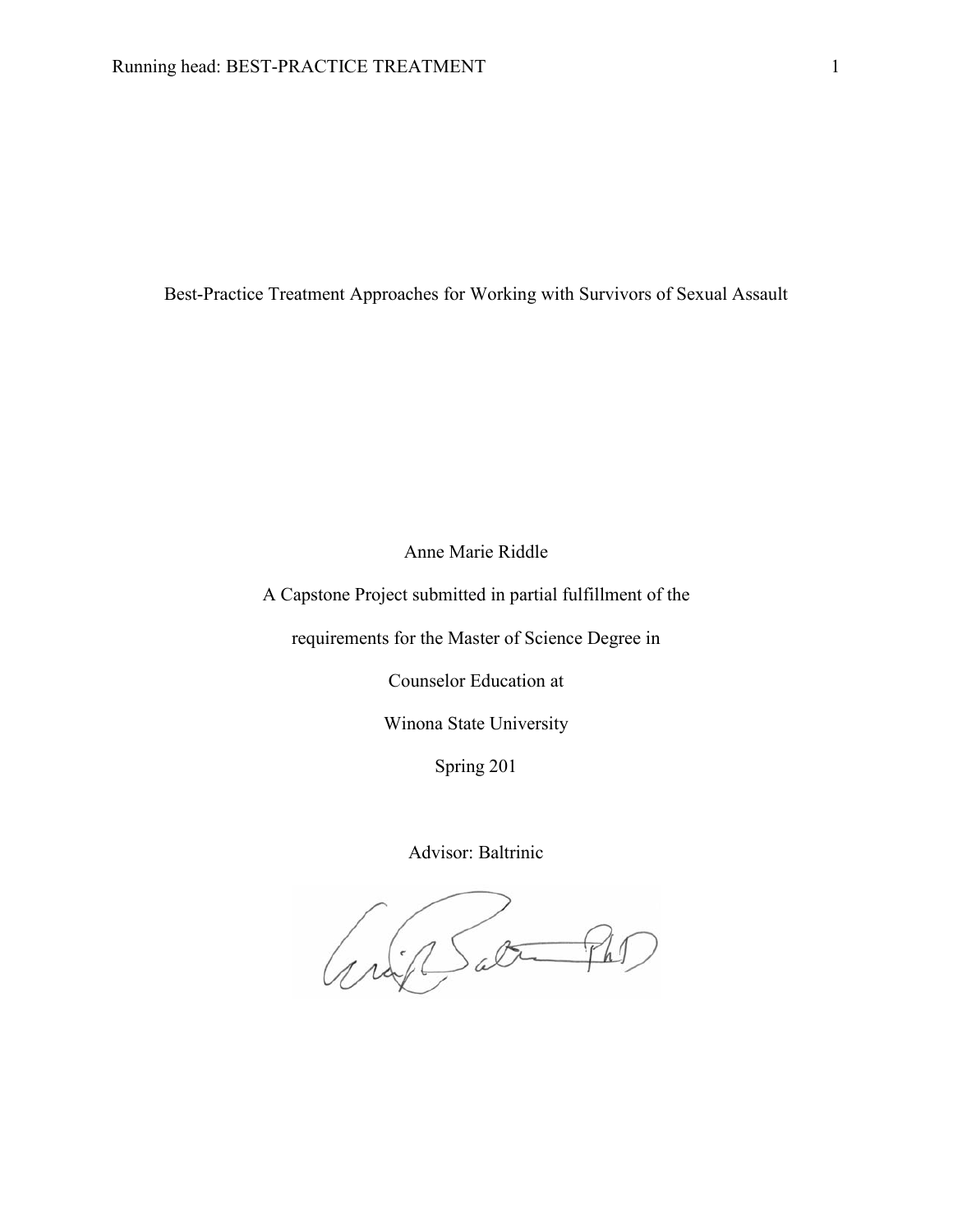# Best-Practice Treatment Approaches for Working with Survivors of Sexual Assault

Anne Marie Riddle

A Capstone Project submitted in partial fulfillment of the

requirements for the Master of Science Degree in

Counselor Education at

Winona State University

Spring 201

Advisor: Baltrinic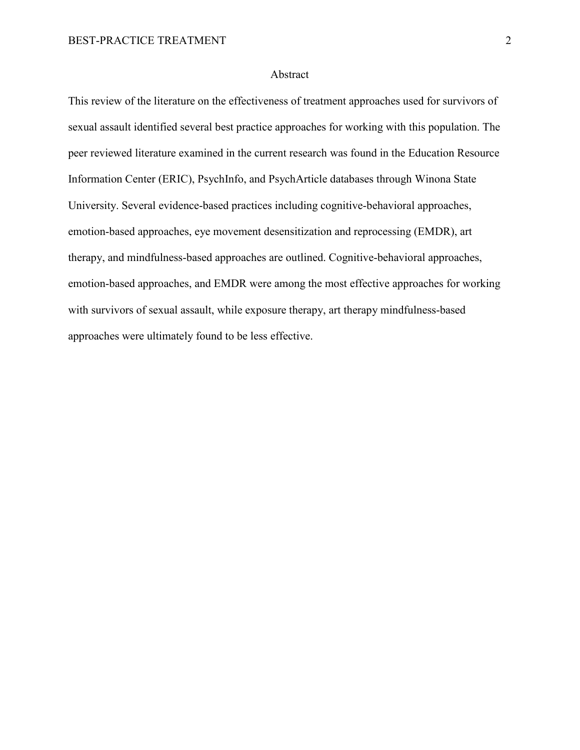## Abstract

This review of the literature on the effectiveness of treatment approaches used for survivors of sexual assault identified several best practice approaches for working with this population. The peer reviewed literature examined in the current research was found in the Education Resource Information Center (ERIC), PsychInfo, and PsychArticle databases through Winona State University. Several evidence-based practices including cognitive-behavioral approaches, emotion-based approaches, eye movement desensitization and reprocessing (EMDR), art therapy, and mindfulness-based approaches are outlined. Cognitive-behavioral approaches, emotion-based approaches, and EMDR were among the most effective approaches for working with survivors of sexual assault, while exposure therapy, art therapy mindfulness-based approaches were ultimately found to be less effective.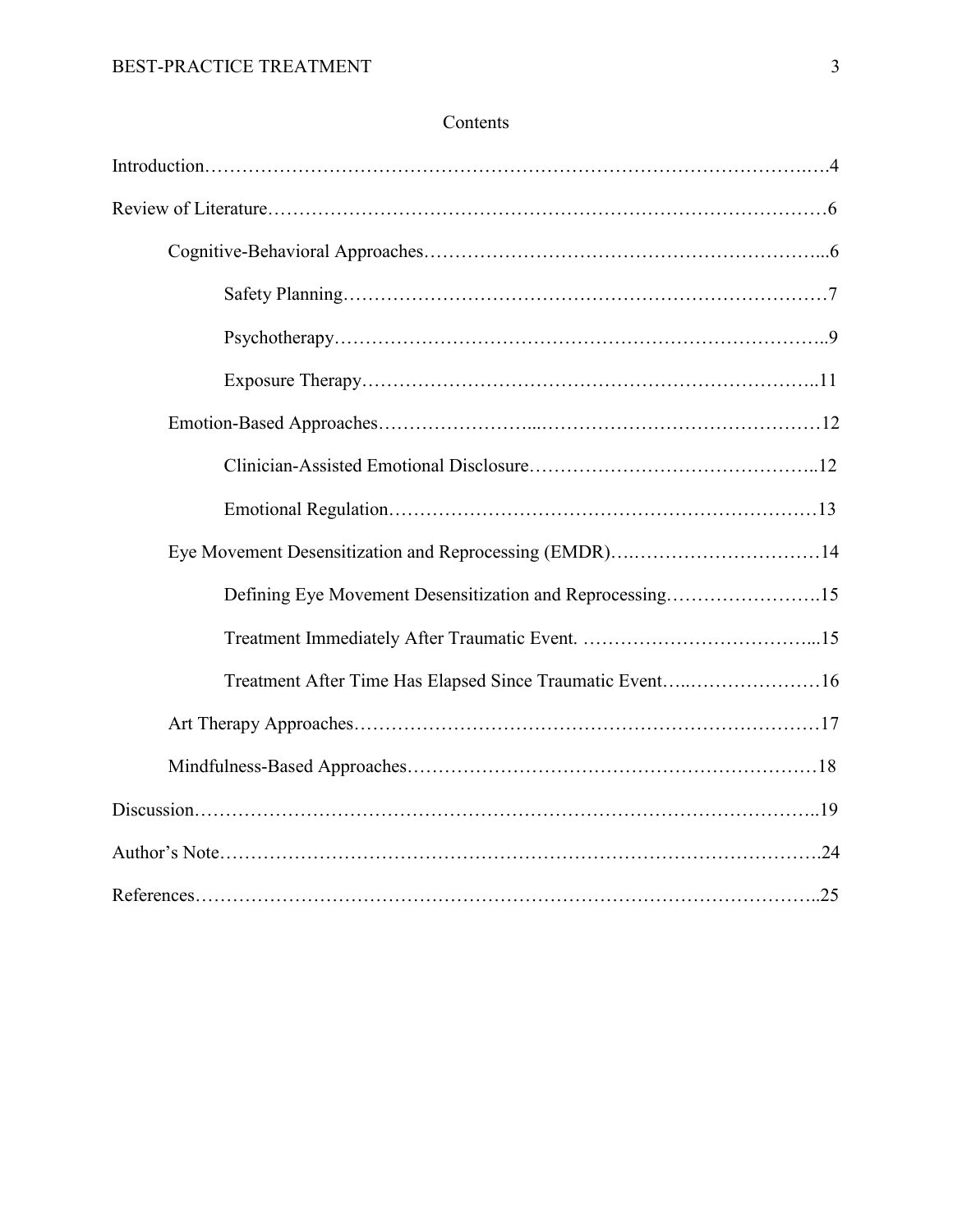# Contents

Introduction……………………………………………………………………………………….4

Review of Literature………………………………………………………………………………6

- Cognitive-Behavioral Approaches……………………………………………………...6
  - Safety Planning………………………………………………………………………7
  - Psychotherapy………………………………………………………………………..9
  - Exposure Therapy…………………………………………………………………..11
- Emotion-Based Approaches……………………...………………………………………12
  - Clinician-Assisted Emotional Disclosure………………………………………..12
  - Emotional Regulation………………………………………………………………13
- Eye Movement Desensitization and Reprocessing (EMDR)….…………………………14
  - Defining Eye Movement Desensitization and Reprocessing…………………….15
  - Treatment Immediately After Traumatic Event. ………………………………...15
  - Treatment After Time Has Elapsed Since Traumatic Event…..…………………16
- Art Therapy Approaches…………………………………………………………………17
- Mindfulness-Based Approaches…………………………………………………………18

Discussion………………………………………………………………………………………..19

Author's Note…………………………………………………………………………………….24

References………………………………………………………………………………………..25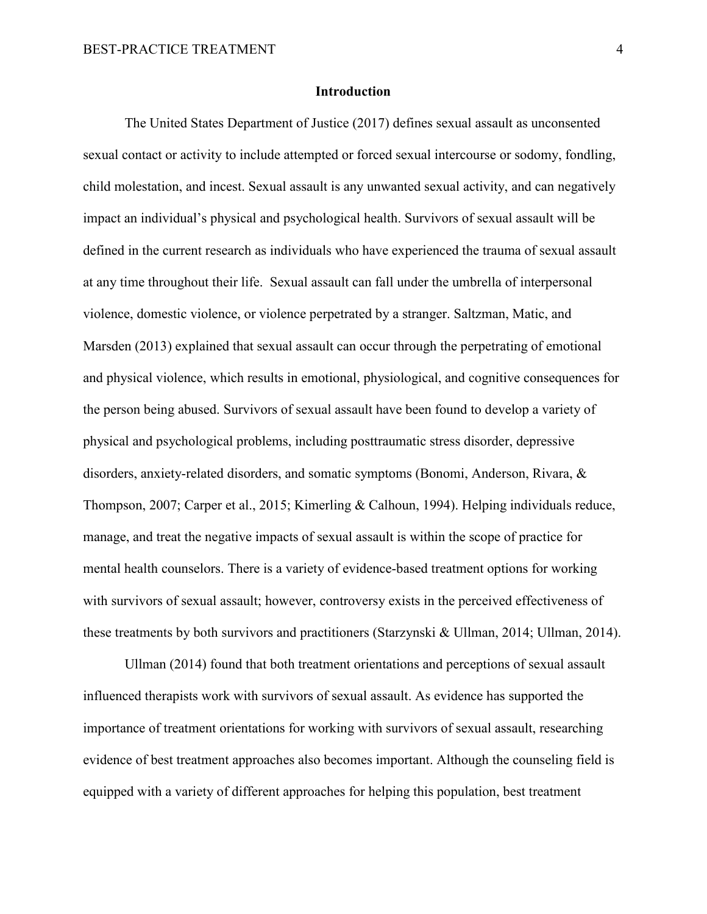## Introduction

The United States Department of Justice (2017) defines sexual assault as unconsented sexual contact or activity to include attempted or forced sexual intercourse or sodomy, fondling, child molestation, and incest. Sexual assault is any unwanted sexual activity, and can negatively impact an individual's physical and psychological health. Survivors of sexual assault will be defined in the current research as individuals who have experienced the trauma of sexual assault at any time throughout their life. Sexual assault can fall under the umbrella of interpersonal violence, domestic violence, or violence perpetrated by a stranger. Saltzman, Matic, and Marsden (2013) explained that sexual assault can occur through the perpetrating of emotional and physical violence, which results in emotional, physiological, and cognitive consequences for the person being abused. Survivors of sexual assault have been found to develop a variety of physical and psychological problems, including posttraumatic stress disorder, depressive disorders, anxiety-related disorders, and somatic symptoms (Bonomi, Anderson, Rivara, & Thompson, 2007; Carper et al., 2015; Kimerling & Calhoun, 1994). Helping individuals reduce, manage, and treat the negative impacts of sexual assault is within the scope of practice for mental health counselors. There is a variety of evidence-based treatment options for working with survivors of sexual assault; however, controversy exists in the perceived effectiveness of these treatments by both survivors and practitioners (Starzynski & Ullman, 2014; Ullman, 2014).

Ullman (2014) found that both treatment orientations and perceptions of sexual assault influenced therapists work with survivors of sexual assault. As evidence has supported the importance of treatment orientations for working with survivors of sexual assault, researching evidence of best treatment approaches also becomes important. Although the counseling field is equipped with a variety of different approaches for helping this population, best treatment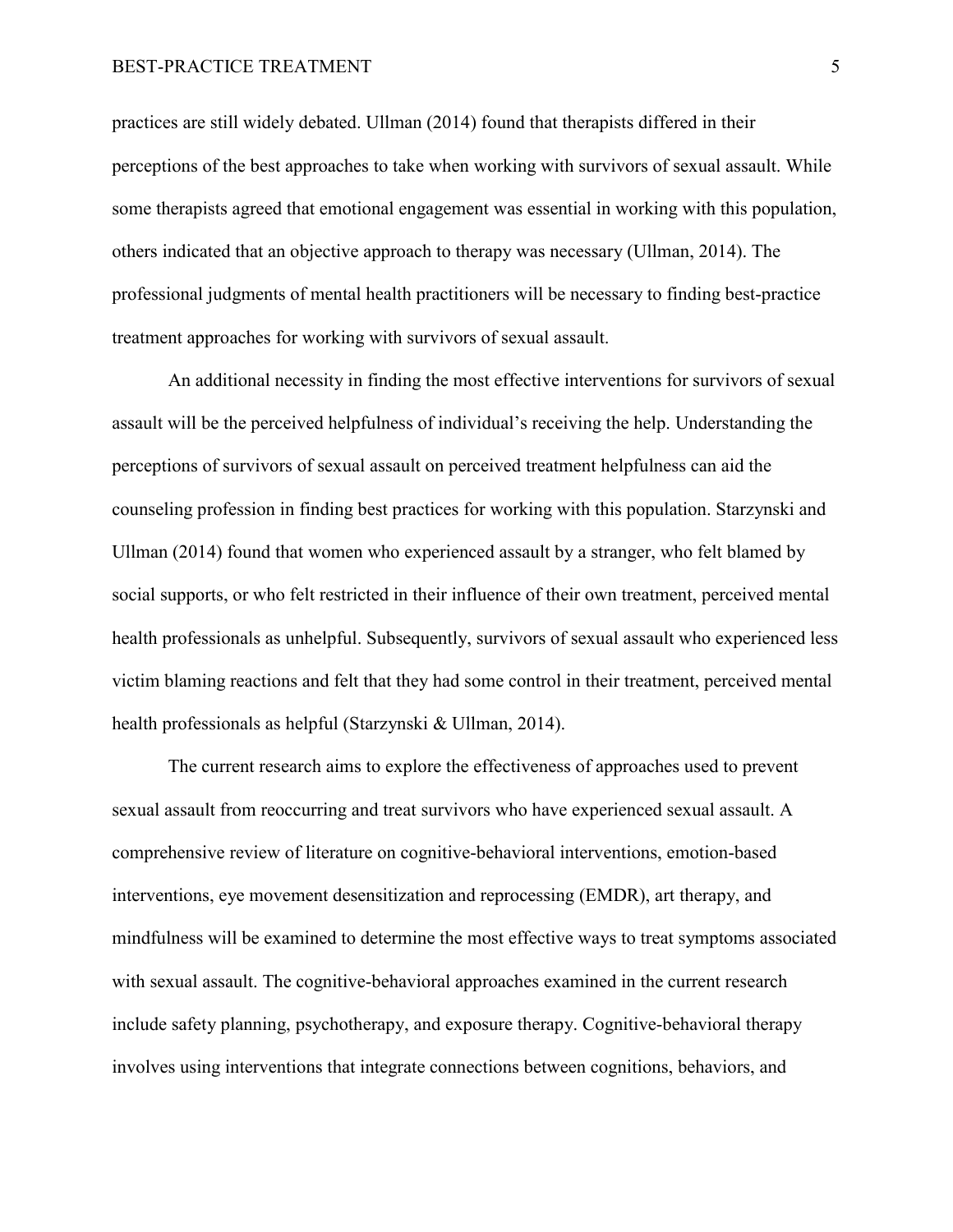practices are still widely debated. Ullman (2014) found that therapists differed in their perceptions of the best approaches to take when working with survivors of sexual assault. While some therapists agreed that emotional engagement was essential in working with this population, others indicated that an objective approach to therapy was necessary (Ullman, 2014). The professional judgments of mental health practitioners will be necessary to finding best-practice treatment approaches for working with survivors of sexual assault.

An additional necessity in finding the most effective interventions for survivors of sexual assault will be the perceived helpfulness of individual's receiving the help. Understanding the perceptions of survivors of sexual assault on perceived treatment helpfulness can aid the counseling profession in finding best practices for working with this population. Starzynski and Ullman (2014) found that women who experienced assault by a stranger, who felt blamed by social supports, or who felt restricted in their influence of their own treatment, perceived mental health professionals as unhelpful. Subsequently, survivors of sexual assault who experienced less victim blaming reactions and felt that they had some control in their treatment, perceived mental health professionals as helpful (Starzynski & Ullman, 2014).

The current research aims to explore the effectiveness of approaches used to prevent sexual assault from reoccurring and treat survivors who have experienced sexual assault. A comprehensive review of literature on cognitive-behavioral interventions, emotion-based interventions, eye movement desensitization and reprocessing (EMDR), art therapy, and mindfulness will be examined to determine the most effective ways to treat symptoms associated with sexual assault. The cognitive-behavioral approaches examined in the current research include safety planning, psychotherapy, and exposure therapy. Cognitive-behavioral therapy involves using interventions that integrate connections between cognitions, behaviors, and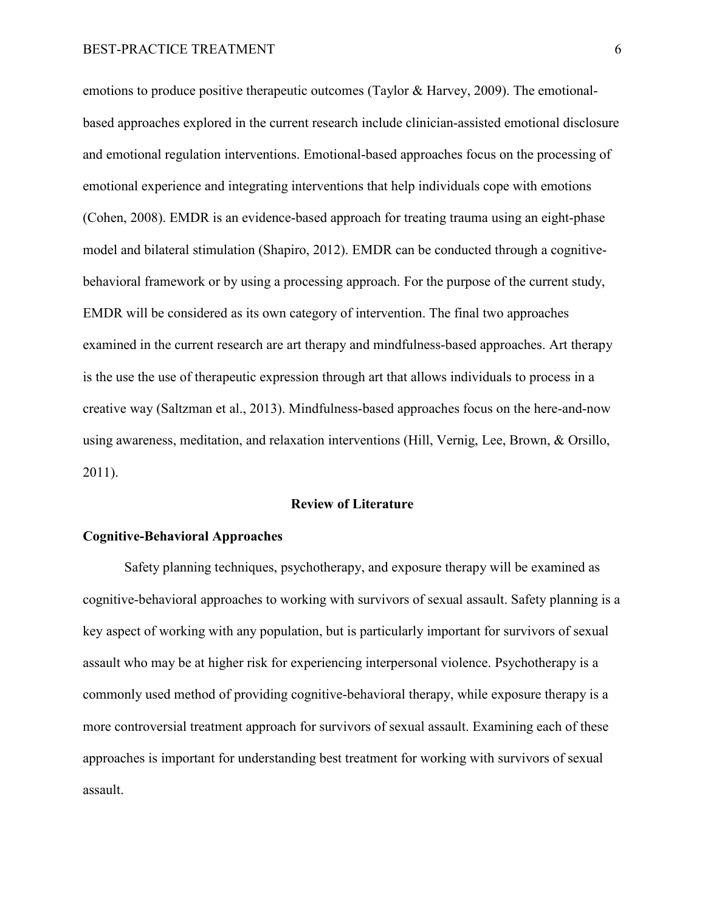emotions to produce positive therapeutic outcomes (Taylor & Harvey, 2009). The emotional-based approaches explored in the current research include clinician-assisted emotional disclosure and emotional regulation interventions. Emotional-based approaches focus on the processing of emotional experience and integrating interventions that help individuals cope with emotions (Cohen, 2008). EMDR is an evidence-based approach for treating trauma using an eight-phase model and bilateral stimulation (Shapiro, 2012). EMDR can be conducted through a cognitive-behavioral framework or by using a processing approach. For the purpose of the current study, EMDR will be considered as its own category of intervention. The final two approaches examined in the current research are art therapy and mindfulness-based approaches. Art therapy is the use the use of therapeutic expression through art that allows individuals to process in a creative way (Saltzman et al., 2013). Mindfulness-based approaches focus on the here-and-now using awareness, meditation, and relaxation interventions (Hill, Vernig, Lee, Brown, & Orsillo, 2011).

## Review of Literature

### Cognitive-Behavioral Approaches

Safety planning techniques, psychotherapy, and exposure therapy will be examined as cognitive-behavioral approaches to working with survivors of sexual assault. Safety planning is a key aspect of working with any population, but is particularly important for survivors of sexual assault who may be at higher risk for experiencing interpersonal violence. Psychotherapy is a commonly used method of providing cognitive-behavioral therapy, while exposure therapy is a more controversial treatment approach for survivors of sexual assault. Examining each of these approaches is important for understanding best treatment for working with survivors of sexual assault.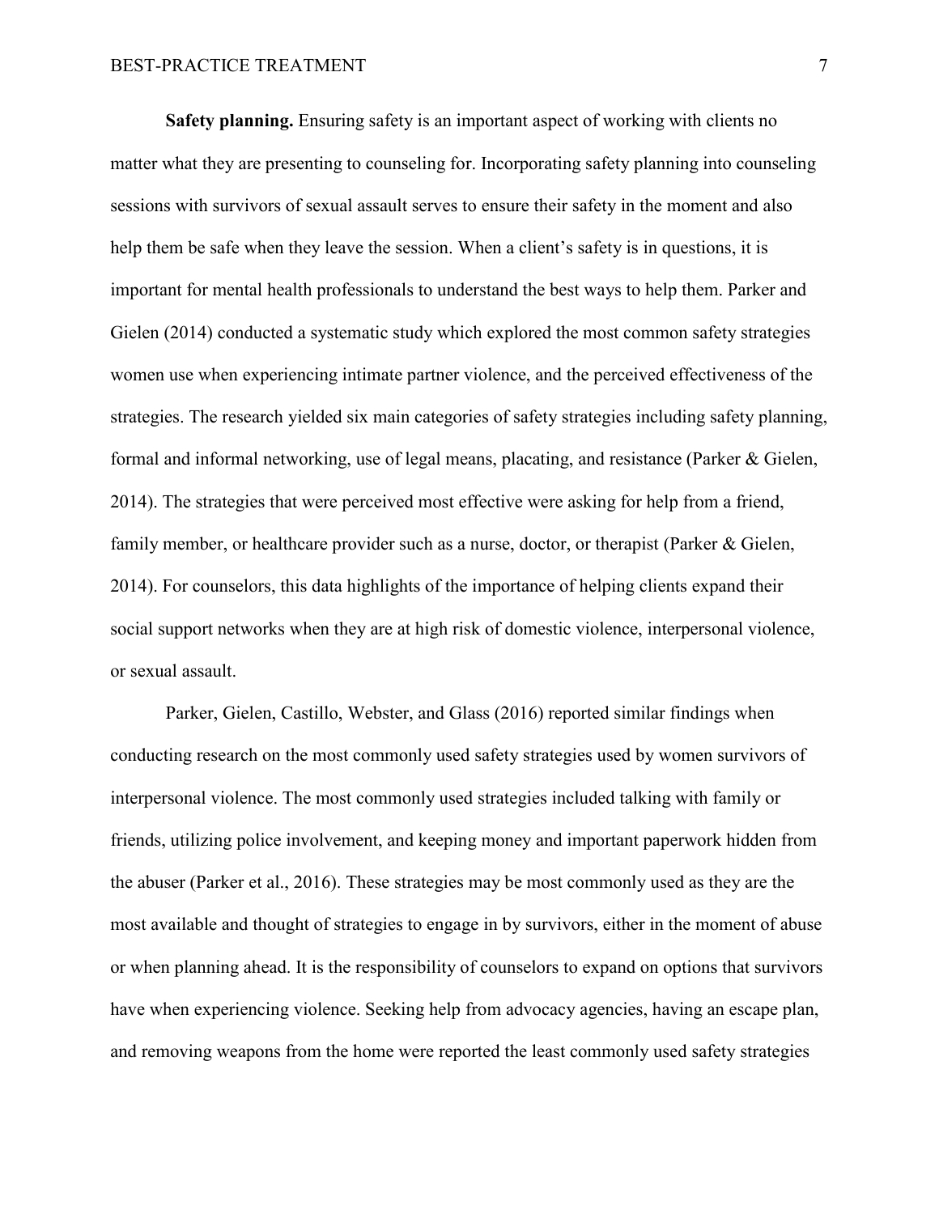**Safety planning.** Ensuring safety is an important aspect of working with clients no matter what they are presenting to counseling for. Incorporating safety planning into counseling sessions with survivors of sexual assault serves to ensure their safety in the moment and also help them be safe when they leave the session. When a client's safety is in questions, it is important for mental health professionals to understand the best ways to help them. Parker and Gielen (2014) conducted a systematic study which explored the most common safety strategies women use when experiencing intimate partner violence, and the perceived effectiveness of the strategies. The research yielded six main categories of safety strategies including safety planning, formal and informal networking, use of legal means, placating, and resistance (Parker & Gielen, 2014). The strategies that were perceived most effective were asking for help from a friend, family member, or healthcare provider such as a nurse, doctor, or therapist (Parker & Gielen, 2014). For counselors, this data highlights of the importance of helping clients expand their social support networks when they are at high risk of domestic violence, interpersonal violence, or sexual assault.

Parker, Gielen, Castillo, Webster, and Glass (2016) reported similar findings when conducting research on the most commonly used safety strategies used by women survivors of interpersonal violence. The most commonly used strategies included talking with family or friends, utilizing police involvement, and keeping money and important paperwork hidden from the abuser (Parker et al., 2016). These strategies may be most commonly used as they are the most available and thought of strategies to engage in by survivors, either in the moment of abuse or when planning ahead. It is the responsibility of counselors to expand on options that survivors have when experiencing violence. Seeking help from advocacy agencies, having an escape plan, and removing weapons from the home were reported the least commonly used safety strategies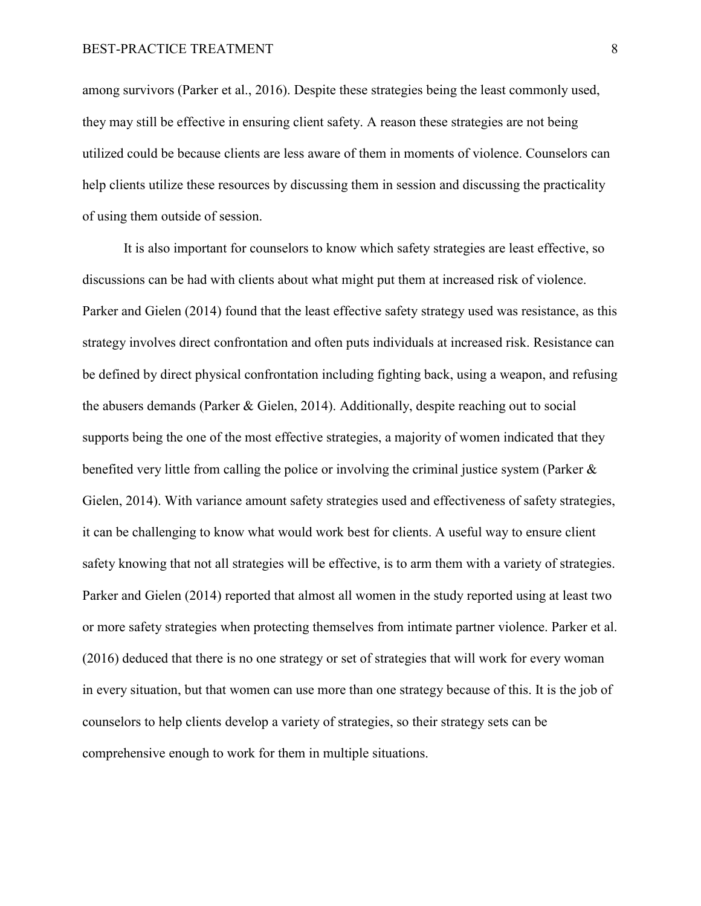among survivors (Parker et al., 2016). Despite these strategies being the least commonly used, they may still be effective in ensuring client safety. A reason these strategies are not being utilized could be because clients are less aware of them in moments of violence. Counselors can help clients utilize these resources by discussing them in session and discussing the practicality of using them outside of session.

It is also important for counselors to know which safety strategies are least effective, so discussions can be had with clients about what might put them at increased risk of violence. Parker and Gielen (2014) found that the least effective safety strategy used was resistance, as this strategy involves direct confrontation and often puts individuals at increased risk. Resistance can be defined by direct physical confrontation including fighting back, using a weapon, and refusing the abusers demands (Parker & Gielen, 2014). Additionally, despite reaching out to social supports being the one of the most effective strategies, a majority of women indicated that they benefited very little from calling the police or involving the criminal justice system (Parker & Gielen, 2014). With variance amount safety strategies used and effectiveness of safety strategies, it can be challenging to know what would work best for clients. A useful way to ensure client safety knowing that not all strategies will be effective, is to arm them with a variety of strategies. Parker and Gielen (2014) reported that almost all women in the study reported using at least two or more safety strategies when protecting themselves from intimate partner violence. Parker et al. (2016) deduced that there is no one strategy or set of strategies that will work for every woman in every situation, but that women can use more than one strategy because of this. It is the job of counselors to help clients develop a variety of strategies, so their strategy sets can be comprehensive enough to work for them in multiple situations.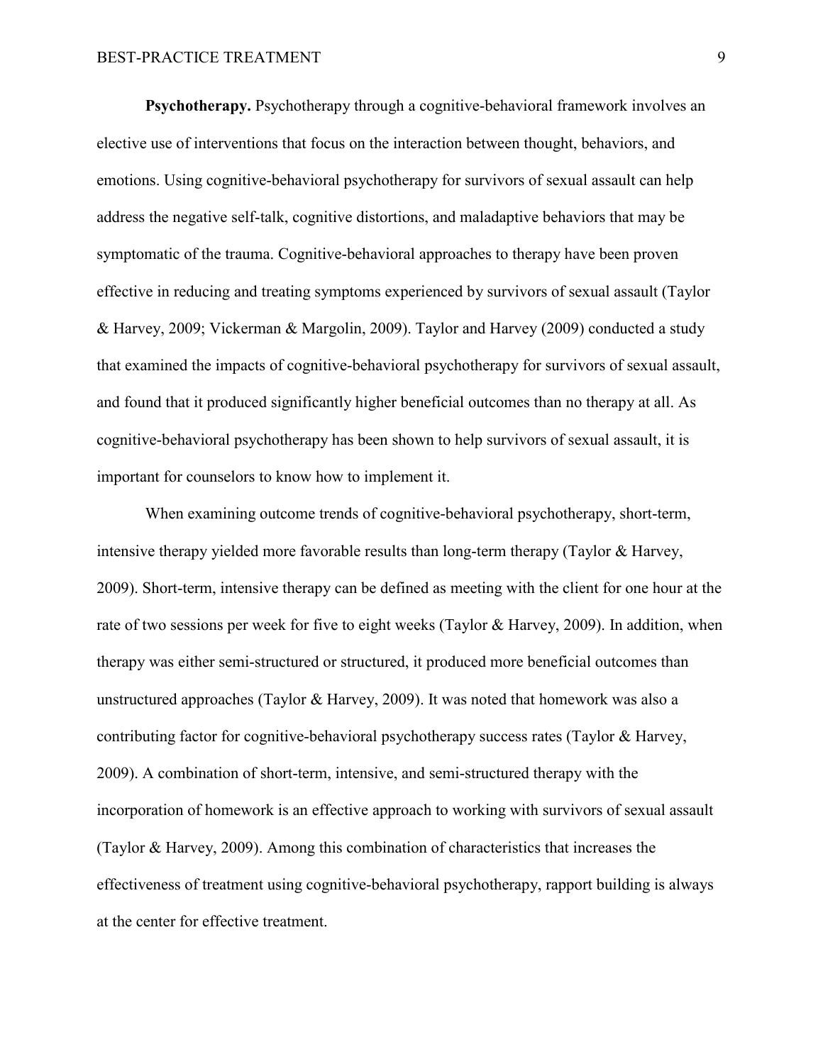**Psychotherapy.** Psychotherapy through a cognitive-behavioral framework involves an elective use of interventions that focus on the interaction between thought, behaviors, and emotions. Using cognitive-behavioral psychotherapy for survivors of sexual assault can help address the negative self-talk, cognitive distortions, and maladaptive behaviors that may be symptomatic of the trauma. Cognitive-behavioral approaches to therapy have been proven effective in reducing and treating symptoms experienced by survivors of sexual assault (Taylor & Harvey, 2009; Vickerman & Margolin, 2009). Taylor and Harvey (2009) conducted a study that examined the impacts of cognitive-behavioral psychotherapy for survivors of sexual assault, and found that it produced significantly higher beneficial outcomes than no therapy at all. As cognitive-behavioral psychotherapy has been shown to help survivors of sexual assault, it is important for counselors to know how to implement it.

When examining outcome trends of cognitive-behavioral psychotherapy, short-term, intensive therapy yielded more favorable results than long-term therapy (Taylor & Harvey, 2009). Short-term, intensive therapy can be defined as meeting with the client for one hour at the rate of two sessions per week for five to eight weeks (Taylor & Harvey, 2009). In addition, when therapy was either semi-structured or structured, it produced more beneficial outcomes than unstructured approaches (Taylor & Harvey, 2009). It was noted that homework was also a contributing factor for cognitive-behavioral psychotherapy success rates (Taylor & Harvey, 2009). A combination of short-term, intensive, and semi-structured therapy with the incorporation of homework is an effective approach to working with survivors of sexual assault (Taylor & Harvey, 2009). Among this combination of characteristics that increases the effectiveness of treatment using cognitive-behavioral psychotherapy, rapport building is always at the center for effective treatment.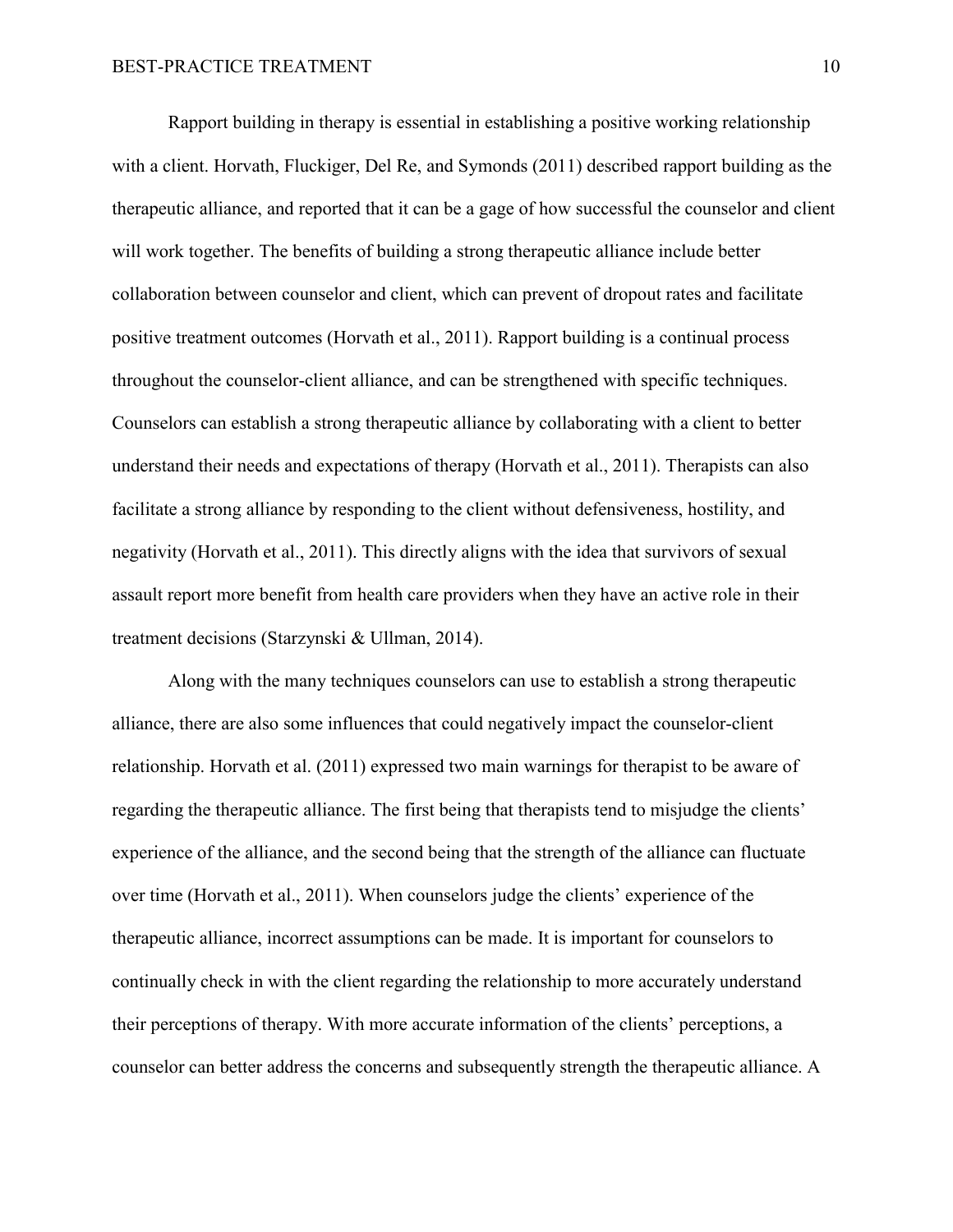Rapport building in therapy is essential in establishing a positive working relationship with a client. Horvath, Fluckiger, Del Re, and Symonds (2011) described rapport building as the therapeutic alliance, and reported that it can be a gage of how successful the counselor and client will work together. The benefits of building a strong therapeutic alliance include better collaboration between counselor and client, which can prevent of dropout rates and facilitate positive treatment outcomes (Horvath et al., 2011). Rapport building is a continual process throughout the counselor-client alliance, and can be strengthened with specific techniques. Counselors can establish a strong therapeutic alliance by collaborating with a client to better understand their needs and expectations of therapy (Horvath et al., 2011). Therapists can also facilitate a strong alliance by responding to the client without defensiveness, hostility, and negativity (Horvath et al., 2011). This directly aligns with the idea that survivors of sexual assault report more benefit from health care providers when they have an active role in their treatment decisions (Starzynski & Ullman, 2014).

Along with the many techniques counselors can use to establish a strong therapeutic alliance, there are also some influences that could negatively impact the counselor-client relationship. Horvath et al. (2011) expressed two main warnings for therapist to be aware of regarding the therapeutic alliance. The first being that therapists tend to misjudge the clients' experience of the alliance, and the second being that the strength of the alliance can fluctuate over time (Horvath et al., 2011). When counselors judge the clients' experience of the therapeutic alliance, incorrect assumptions can be made. It is important for counselors to continually check in with the client regarding the relationship to more accurately understand their perceptions of therapy. With more accurate information of the clients' perceptions, a counselor can better address the concerns and subsequently strength the therapeutic alliance. A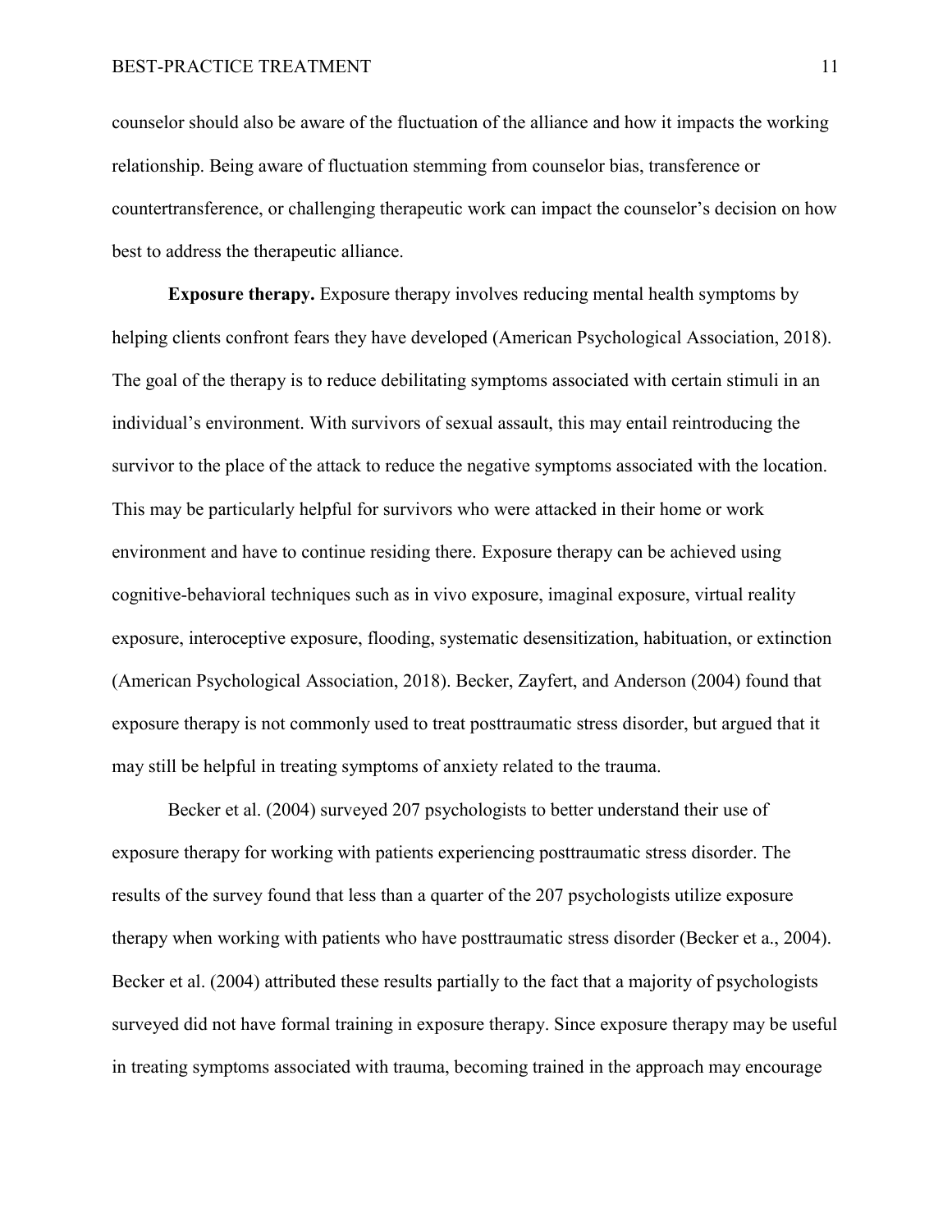counselor should also be aware of the fluctuation of the alliance and how it impacts the working relationship. Being aware of fluctuation stemming from counselor bias, transference or countertransference, or challenging therapeutic work can impact the counselor's decision on how best to address the therapeutic alliance.

**Exposure therapy.** Exposure therapy involves reducing mental health symptoms by helping clients confront fears they have developed (American Psychological Association, 2018). The goal of the therapy is to reduce debilitating symptoms associated with certain stimuli in an individual's environment. With survivors of sexual assault, this may entail reintroducing the survivor to the place of the attack to reduce the negative symptoms associated with the location. This may be particularly helpful for survivors who were attacked in their home or work environment and have to continue residing there. Exposure therapy can be achieved using cognitive-behavioral techniques such as in vivo exposure, imaginal exposure, virtual reality exposure, interoceptive exposure, flooding, systematic desensitization, habituation, or extinction (American Psychological Association, 2018). Becker, Zayfert, and Anderson (2004) found that exposure therapy is not commonly used to treat posttraumatic stress disorder, but argued that it may still be helpful in treating symptoms of anxiety related to the trauma.

Becker et al. (2004) surveyed 207 psychologists to better understand their use of exposure therapy for working with patients experiencing posttraumatic stress disorder. The results of the survey found that less than a quarter of the 207 psychologists utilize exposure therapy when working with patients who have posttraumatic stress disorder (Becker et a., 2004). Becker et al. (2004) attributed these results partially to the fact that a majority of psychologists surveyed did not have formal training in exposure therapy. Since exposure therapy may be useful in treating symptoms associated with trauma, becoming trained in the approach may encourage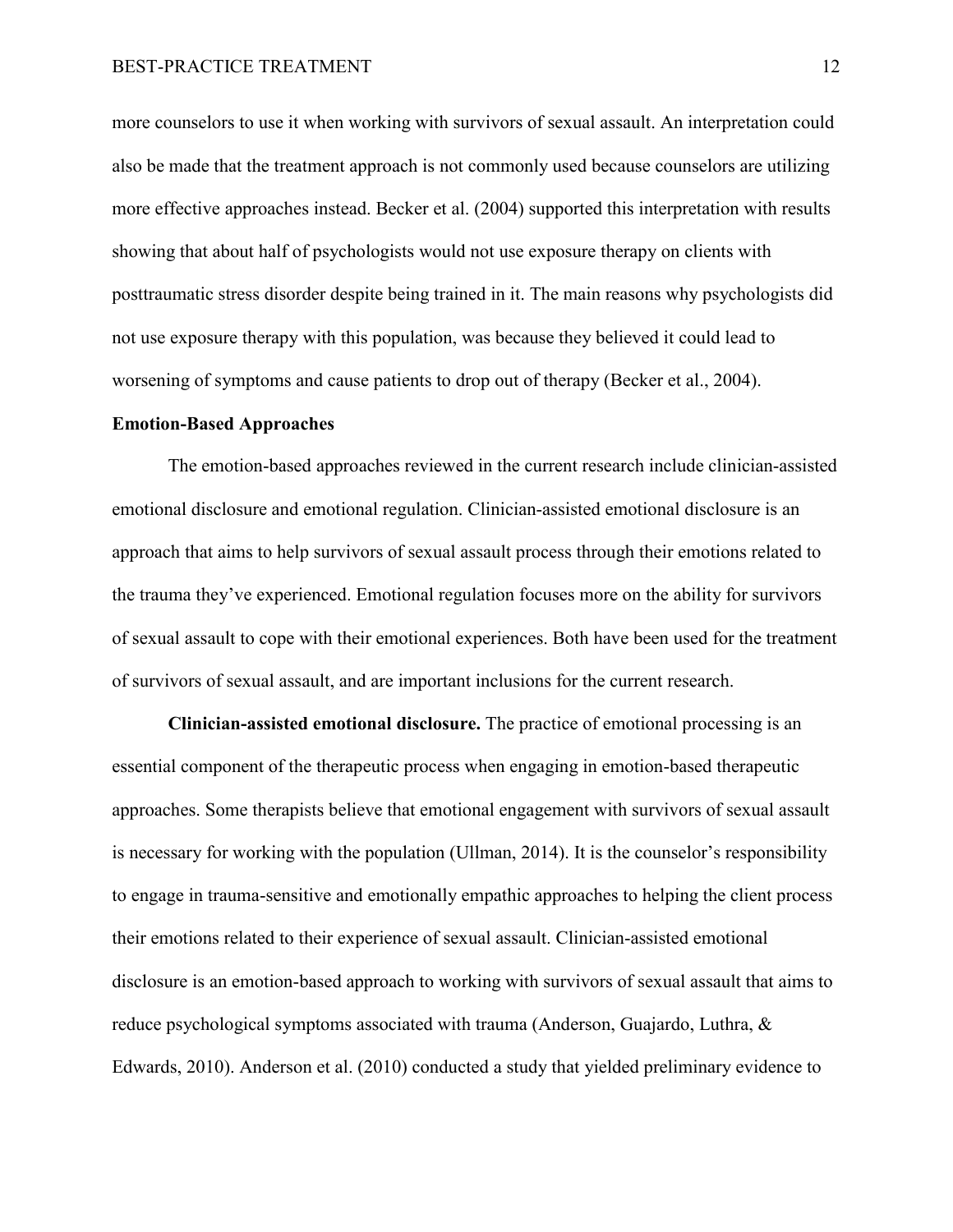more counselors to use it when working with survivors of sexual assault. An interpretation could also be made that the treatment approach is not commonly used because counselors are utilizing more effective approaches instead. Becker et al. (2004) supported this interpretation with results showing that about half of psychologists would not use exposure therapy on clients with posttraumatic stress disorder despite being trained in it. The main reasons why psychologists did not use exposure therapy with this population, was because they believed it could lead to worsening of symptoms and cause patients to drop out of therapy (Becker et al., 2004).

## Emotion-Based Approaches

The emotion-based approaches reviewed in the current research include clinician-assisted emotional disclosure and emotional regulation. Clinician-assisted emotional disclosure is an approach that aims to help survivors of sexual assault process through their emotions related to the trauma they've experienced. Emotional regulation focuses more on the ability for survivors of sexual assault to cope with their emotional experiences. Both have been used for the treatment of survivors of sexual assault, and are important inclusions for the current research.

**Clinician-assisted emotional disclosure.** The practice of emotional processing is an essential component of the therapeutic process when engaging in emotion-based therapeutic approaches. Some therapists believe that emotional engagement with survivors of sexual assault is necessary for working with the population (Ullman, 2014). It is the counselor's responsibility to engage in trauma-sensitive and emotionally empathic approaches to helping the client process their emotions related to their experience of sexual assault. Clinician-assisted emotional disclosure is an emotion-based approach to working with survivors of sexual assault that aims to reduce psychological symptoms associated with trauma (Anderson, Guajardo, Luthra, & Edwards, 2010). Anderson et al. (2010) conducted a study that yielded preliminary evidence to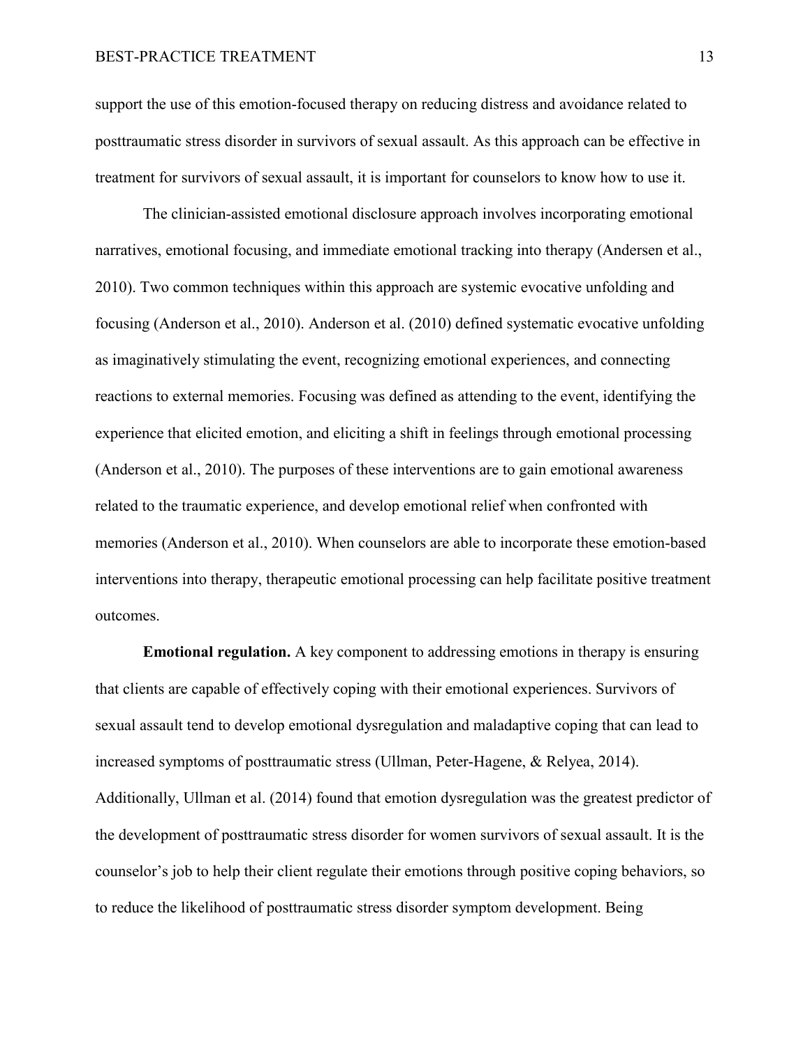support the use of this emotion-focused therapy on reducing distress and avoidance related to posttraumatic stress disorder in survivors of sexual assault. As this approach can be effective in treatment for survivors of sexual assault, it is important for counselors to know how to use it.

The clinician-assisted emotional disclosure approach involves incorporating emotional narratives, emotional focusing, and immediate emotional tracking into therapy (Andersen et al., 2010). Two common techniques within this approach are systemic evocative unfolding and focusing (Anderson et al., 2010). Anderson et al. (2010) defined systematic evocative unfolding as imaginatively stimulating the event, recognizing emotional experiences, and connecting reactions to external memories. Focusing was defined as attending to the event, identifying the experience that elicited emotion, and eliciting a shift in feelings through emotional processing (Anderson et al., 2010). The purposes of these interventions are to gain emotional awareness related to the traumatic experience, and develop emotional relief when confronted with memories (Anderson et al., 2010). When counselors are able to incorporate these emotion-based interventions into therapy, therapeutic emotional processing can help facilitate positive treatment outcomes.

**Emotional regulation.** A key component to addressing emotions in therapy is ensuring that clients are capable of effectively coping with their emotional experiences. Survivors of sexual assault tend to develop emotional dysregulation and maladaptive coping that can lead to increased symptoms of posttraumatic stress (Ullman, Peter-Hagene, & Relyea, 2014). Additionally, Ullman et al. (2014) found that emotion dysregulation was the greatest predictor of the development of posttraumatic stress disorder for women survivors of sexual assault. It is the counselor's job to help their client regulate their emotions through positive coping behaviors, so to reduce the likelihood of posttraumatic stress disorder symptom development. Being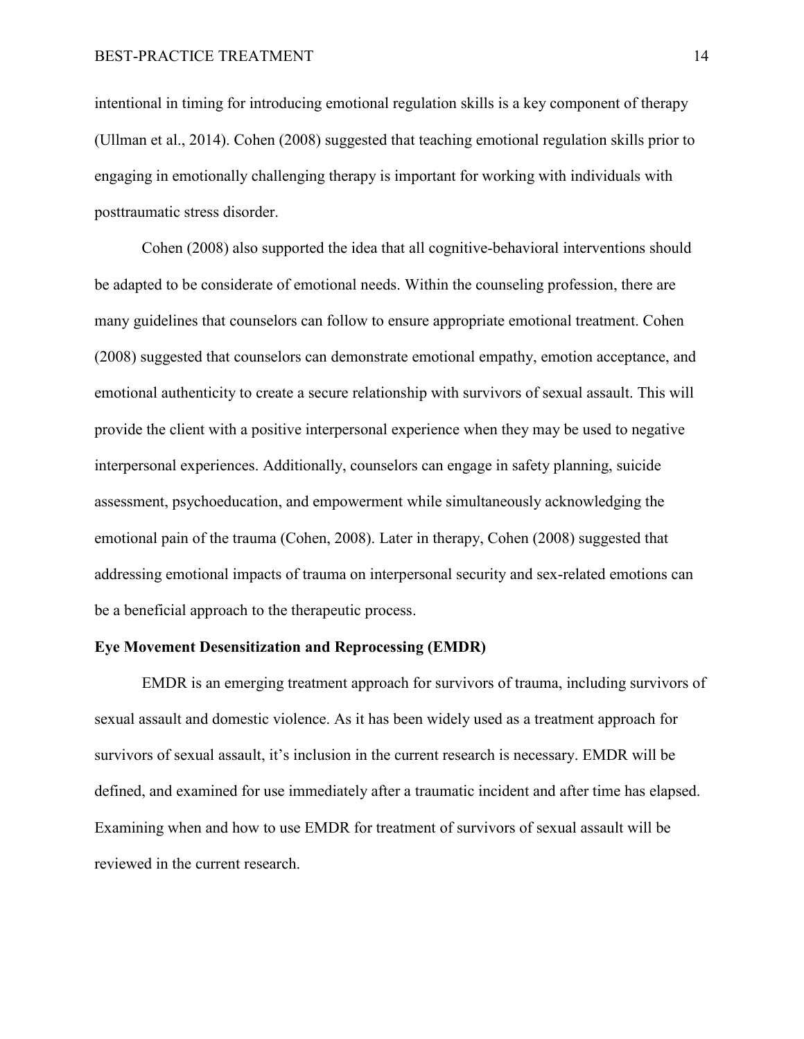intentional in timing for introducing emotional regulation skills is a key component of therapy (Ullman et al., 2014). Cohen (2008) suggested that teaching emotional regulation skills prior to engaging in emotionally challenging therapy is important for working with individuals with posttraumatic stress disorder.

Cohen (2008) also supported the idea that all cognitive-behavioral interventions should be adapted to be considerate of emotional needs. Within the counseling profession, there are many guidelines that counselors can follow to ensure appropriate emotional treatment. Cohen (2008) suggested that counselors can demonstrate emotional empathy, emotion acceptance, and emotional authenticity to create a secure relationship with survivors of sexual assault. This will provide the client with a positive interpersonal experience when they may be used to negative interpersonal experiences. Additionally, counselors can engage in safety planning, suicide assessment, psychoeducation, and empowerment while simultaneously acknowledging the emotional pain of the trauma (Cohen, 2008). Later in therapy, Cohen (2008) suggested that addressing emotional impacts of trauma on interpersonal security and sex-related emotions can be a beneficial approach to the therapeutic process.

**Eye Movement Desensitization and Reprocessing (EMDR)**

EMDR is an emerging treatment approach for survivors of trauma, including survivors of sexual assault and domestic violence. As it has been widely used as a treatment approach for survivors of sexual assault, it's inclusion in the current research is necessary. EMDR will be defined, and examined for use immediately after a traumatic incident and after time has elapsed. Examining when and how to use EMDR for treatment of survivors of sexual assault will be reviewed in the current research.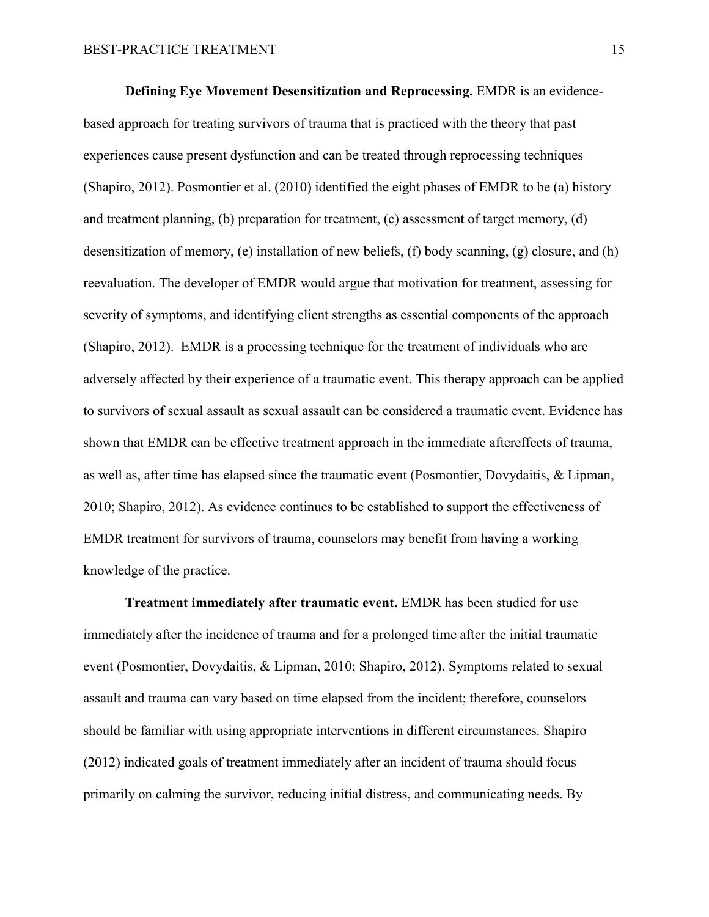**Defining Eye Movement Desensitization and Reprocessing.** EMDR is an evidence-based approach for treating survivors of trauma that is practiced with the theory that past experiences cause present dysfunction and can be treated through reprocessing techniques (Shapiro, 2012). Posmontier et al. (2010) identified the eight phases of EMDR to be (a) history and treatment planning, (b) preparation for treatment, (c) assessment of target memory, (d) desensitization of memory, (e) installation of new beliefs, (f) body scanning, (g) closure, and (h) reevaluation. The developer of EMDR would argue that motivation for treatment, assessing for severity of symptoms, and identifying client strengths as essential components of the approach (Shapiro, 2012). EMDR is a processing technique for the treatment of individuals who are adversely affected by their experience of a traumatic event. This therapy approach can be applied to survivors of sexual assault as sexual assault can be considered a traumatic event. Evidence has shown that EMDR can be effective treatment approach in the immediate aftereffects of trauma, as well as, after time has elapsed since the traumatic event (Posmontier, Dovydaitis, & Lipman, 2010; Shapiro, 2012). As evidence continues to be established to support the effectiveness of EMDR treatment for survivors of trauma, counselors may benefit from having a working knowledge of the practice.

**Treatment immediately after traumatic event.** EMDR has been studied for use immediately after the incidence of trauma and for a prolonged time after the initial traumatic event (Posmontier, Dovydaitis, & Lipman, 2010; Shapiro, 2012). Symptoms related to sexual assault and trauma can vary based on time elapsed from the incident; therefore, counselors should be familiar with using appropriate interventions in different circumstances. Shapiro (2012) indicated goals of treatment immediately after an incident of trauma should focus primarily on calming the survivor, reducing initial distress, and communicating needs. By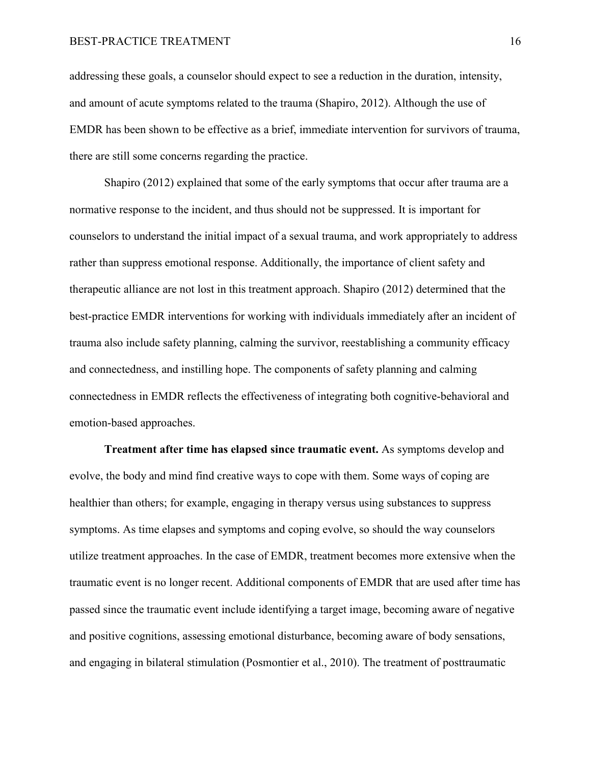addressing these goals, a counselor should expect to see a reduction in the duration, intensity, and amount of acute symptoms related to the trauma (Shapiro, 2012). Although the use of EMDR has been shown to be effective as a brief, immediate intervention for survivors of trauma, there are still some concerns regarding the practice.

Shapiro (2012) explained that some of the early symptoms that occur after trauma are a normative response to the incident, and thus should not be suppressed. It is important for counselors to understand the initial impact of a sexual trauma, and work appropriately to address rather than suppress emotional response. Additionally, the importance of client safety and therapeutic alliance are not lost in this treatment approach. Shapiro (2012) determined that the best-practice EMDR interventions for working with individuals immediately after an incident of trauma also include safety planning, calming the survivor, reestablishing a community efficacy and connectedness, and instilling hope. The components of safety planning and calming connectedness in EMDR reflects the effectiveness of integrating both cognitive-behavioral and emotion-based approaches.

**Treatment after time has elapsed since traumatic event.** As symptoms develop and evolve, the body and mind find creative ways to cope with them. Some ways of coping are healthier than others; for example, engaging in therapy versus using substances to suppress symptoms. As time elapses and symptoms and coping evolve, so should the way counselors utilize treatment approaches. In the case of EMDR, treatment becomes more extensive when the traumatic event is no longer recent. Additional components of EMDR that are used after time has passed since the traumatic event include identifying a target image, becoming aware of negative and positive cognitions, assessing emotional disturbance, becoming aware of body sensations, and engaging in bilateral stimulation (Posmontier et al., 2010). The treatment of posttraumatic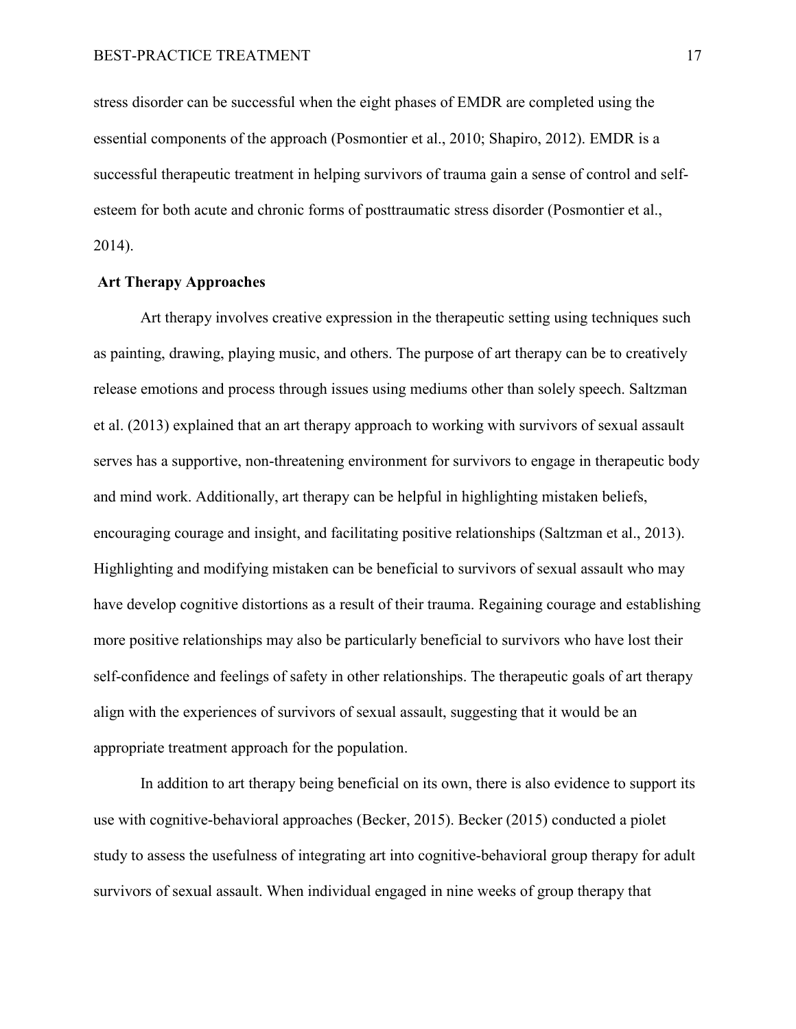stress disorder can be successful when the eight phases of EMDR are completed using the essential components of the approach (Posmontier et al., 2010; Shapiro, 2012). EMDR is a successful therapeutic treatment in helping survivors of trauma gain a sense of control and self-esteem for both acute and chronic forms of posttraumatic stress disorder (Posmontier et al., 2014).

## Art Therapy Approaches

Art therapy involves creative expression in the therapeutic setting using techniques such as painting, drawing, playing music, and others. The purpose of art therapy can be to creatively release emotions and process through issues using mediums other than solely speech. Saltzman et al. (2013) explained that an art therapy approach to working with survivors of sexual assault serves has a supportive, non-threatening environment for survivors to engage in therapeutic body and mind work. Additionally, art therapy can be helpful in highlighting mistaken beliefs, encouraging courage and insight, and facilitating positive relationships (Saltzman et al., 2013). Highlighting and modifying mistaken can be beneficial to survivors of sexual assault who may have develop cognitive distortions as a result of their trauma. Regaining courage and establishing more positive relationships may also be particularly beneficial to survivors who have lost their self-confidence and feelings of safety in other relationships. The therapeutic goals of art therapy align with the experiences of survivors of sexual assault, suggesting that it would be an appropriate treatment approach for the population.

In addition to art therapy being beneficial on its own, there is also evidence to support its use with cognitive-behavioral approaches (Becker, 2015). Becker (2015) conducted a piolet study to assess the usefulness of integrating art into cognitive-behavioral group therapy for adult survivors of sexual assault. When individual engaged in nine weeks of group therapy that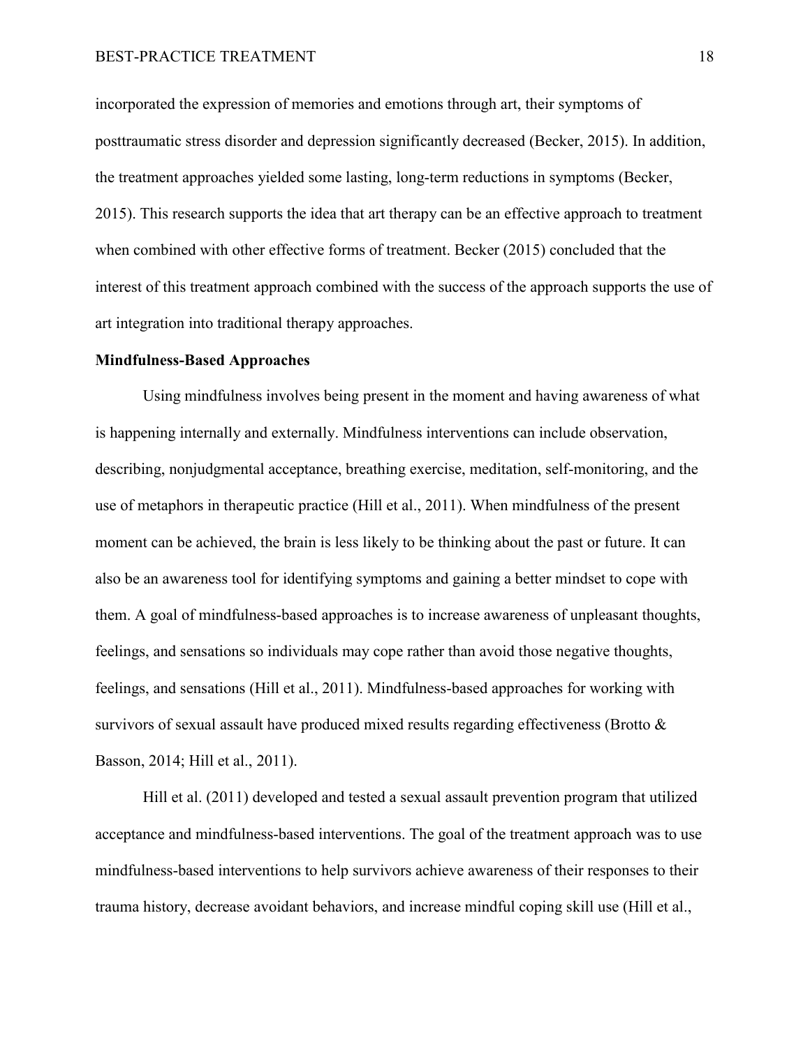incorporated the expression of memories and emotions through art, their symptoms of posttraumatic stress disorder and depression significantly decreased (Becker, 2015). In addition, the treatment approaches yielded some lasting, long-term reductions in symptoms (Becker, 2015). This research supports the idea that art therapy can be an effective approach to treatment when combined with other effective forms of treatment. Becker (2015) concluded that the interest of this treatment approach combined with the success of the approach supports the use of art integration into traditional therapy approaches.

**Mindfulness-Based Approaches**

Using mindfulness involves being present in the moment and having awareness of what is happening internally and externally. Mindfulness interventions can include observation, describing, nonjudgmental acceptance, breathing exercise, meditation, self-monitoring, and the use of metaphors in therapeutic practice (Hill et al., 2011). When mindfulness of the present moment can be achieved, the brain is less likely to be thinking about the past or future. It can also be an awareness tool for identifying symptoms and gaining a better mindset to cope with them. A goal of mindfulness-based approaches is to increase awareness of unpleasant thoughts, feelings, and sensations so individuals may cope rather than avoid those negative thoughts, feelings, and sensations (Hill et al., 2011). Mindfulness-based approaches for working with survivors of sexual assault have produced mixed results regarding effectiveness (Brotto & Basson, 2014; Hill et al., 2011).

Hill et al. (2011) developed and tested a sexual assault prevention program that utilized acceptance and mindfulness-based interventions. The goal of the treatment approach was to use mindfulness-based interventions to help survivors achieve awareness of their responses to their trauma history, decrease avoidant behaviors, and increase mindful coping skill use (Hill et al.,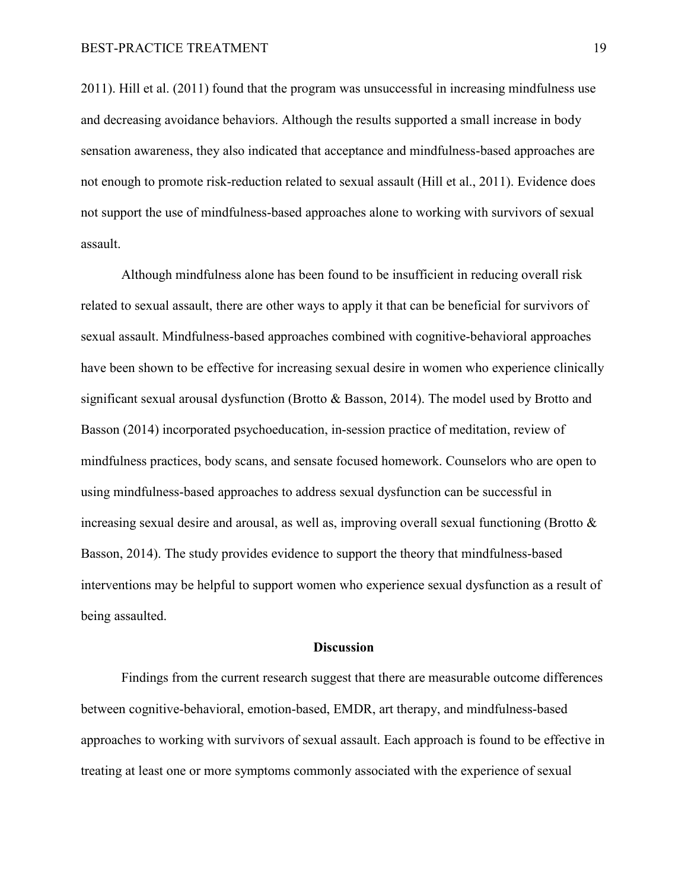2011). Hill et al. (2011) found that the program was unsuccessful in increasing mindfulness use and decreasing avoidance behaviors. Although the results supported a small increase in body sensation awareness, they also indicated that acceptance and mindfulness-based approaches are not enough to promote risk-reduction related to sexual assault (Hill et al., 2011). Evidence does not support the use of mindfulness-based approaches alone to working with survivors of sexual assault.

Although mindfulness alone has been found to be insufficient in reducing overall risk related to sexual assault, there are other ways to apply it that can be beneficial for survivors of sexual assault. Mindfulness-based approaches combined with cognitive-behavioral approaches have been shown to be effective for increasing sexual desire in women who experience clinically significant sexual arousal dysfunction (Brotto & Basson, 2014). The model used by Brotto and Basson (2014) incorporated psychoeducation, in-session practice of meditation, review of mindfulness practices, body scans, and sensate focused homework. Counselors who are open to using mindfulness-based approaches to address sexual dysfunction can be successful in increasing sexual desire and arousal, as well as, improving overall sexual functioning (Brotto & Basson, 2014). The study provides evidence to support the theory that mindfulness-based interventions may be helpful to support women who experience sexual dysfunction as a result of being assaulted.

## Discussion

Findings from the current research suggest that there are measurable outcome differences between cognitive-behavioral, emotion-based, EMDR, art therapy, and mindfulness-based approaches to working with survivors of sexual assault. Each approach is found to be effective in treating at least one or more symptoms commonly associated with the experience of sexual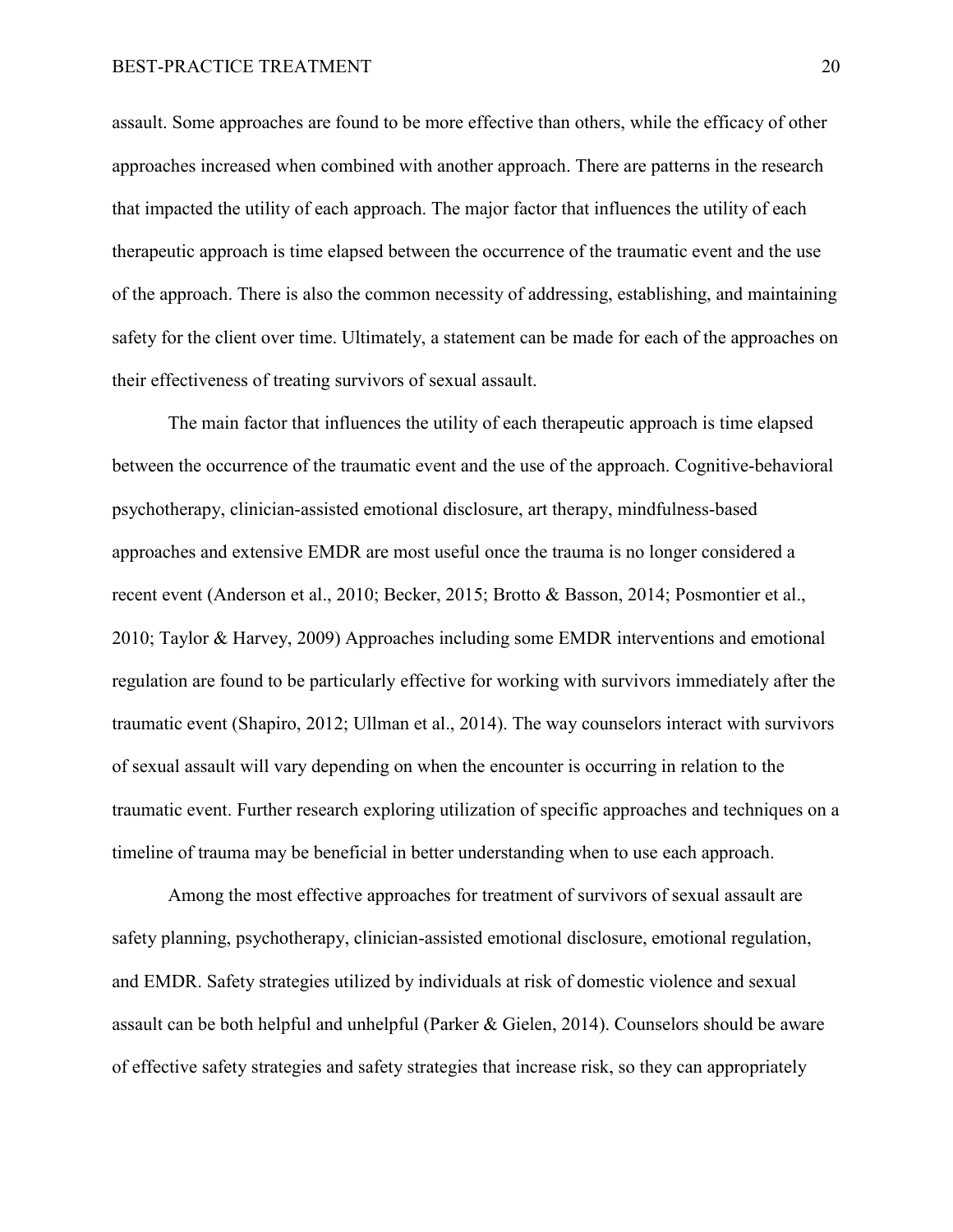assault. Some approaches are found to be more effective than others, while the efficacy of other approaches increased when combined with another approach. There are patterns in the research that impacted the utility of each approach. The major factor that influences the utility of each therapeutic approach is time elapsed between the occurrence of the traumatic event and the use of the approach. There is also the common necessity of addressing, establishing, and maintaining safety for the client over time. Ultimately, a statement can be made for each of the approaches on their effectiveness of treating survivors of sexual assault.

The main factor that influences the utility of each therapeutic approach is time elapsed between the occurrence of the traumatic event and the use of the approach. Cognitive-behavioral psychotherapy, clinician-assisted emotional disclosure, art therapy, mindfulness-based approaches and extensive EMDR are most useful once the trauma is no longer considered a recent event (Anderson et al., 2010; Becker, 2015; Brotto & Basson, 2014; Posmontier et al., 2010; Taylor & Harvey, 2009) Approaches including some EMDR interventions and emotional regulation are found to be particularly effective for working with survivors immediately after the traumatic event (Shapiro, 2012; Ullman et al., 2014). The way counselors interact with survivors of sexual assault will vary depending on when the encounter is occurring in relation to the traumatic event. Further research exploring utilization of specific approaches and techniques on a timeline of trauma may be beneficial in better understanding when to use each approach.

Among the most effective approaches for treatment of survivors of sexual assault are safety planning, psychotherapy, clinician-assisted emotional disclosure, emotional regulation, and EMDR. Safety strategies utilized by individuals at risk of domestic violence and sexual assault can be both helpful and unhelpful (Parker & Gielen, 2014). Counselors should be aware of effective safety strategies and safety strategies that increase risk, so they can appropriately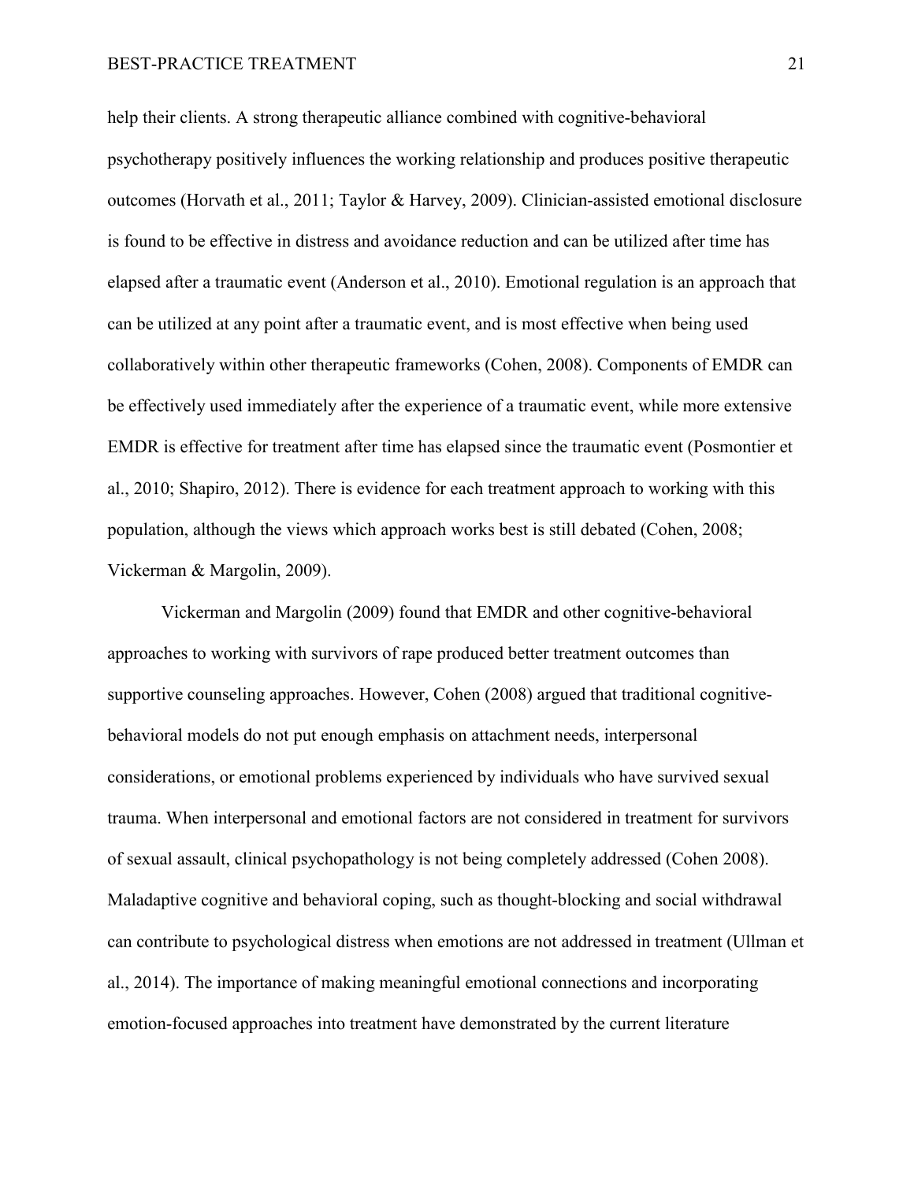help their clients. A strong therapeutic alliance combined with cognitive-behavioral psychotherapy positively influences the working relationship and produces positive therapeutic outcomes (Horvath et al., 2011; Taylor & Harvey, 2009). Clinician-assisted emotional disclosure is found to be effective in distress and avoidance reduction and can be utilized after time has elapsed after a traumatic event (Anderson et al., 2010). Emotional regulation is an approach that can be utilized at any point after a traumatic event, and is most effective when being used collaboratively within other therapeutic frameworks (Cohen, 2008). Components of EMDR can be effectively used immediately after the experience of a traumatic event, while more extensive EMDR is effective for treatment after time has elapsed since the traumatic event (Posmontier et al., 2010; Shapiro, 2012). There is evidence for each treatment approach to working with this population, although the views which approach works best is still debated (Cohen, 2008; Vickerman & Margolin, 2009).

Vickerman and Margolin (2009) found that EMDR and other cognitive-behavioral approaches to working with survivors of rape produced better treatment outcomes than supportive counseling approaches. However, Cohen (2008) argued that traditional cognitive-behavioral models do not put enough emphasis on attachment needs, interpersonal considerations, or emotional problems experienced by individuals who have survived sexual trauma. When interpersonal and emotional factors are not considered in treatment for survivors of sexual assault, clinical psychopathology is not being completely addressed (Cohen 2008). Maladaptive cognitive and behavioral coping, such as thought-blocking and social withdrawal can contribute to psychological distress when emotions are not addressed in treatment (Ullman et al., 2014). The importance of making meaningful emotional connections and incorporating emotion-focused approaches into treatment have demonstrated by the current literature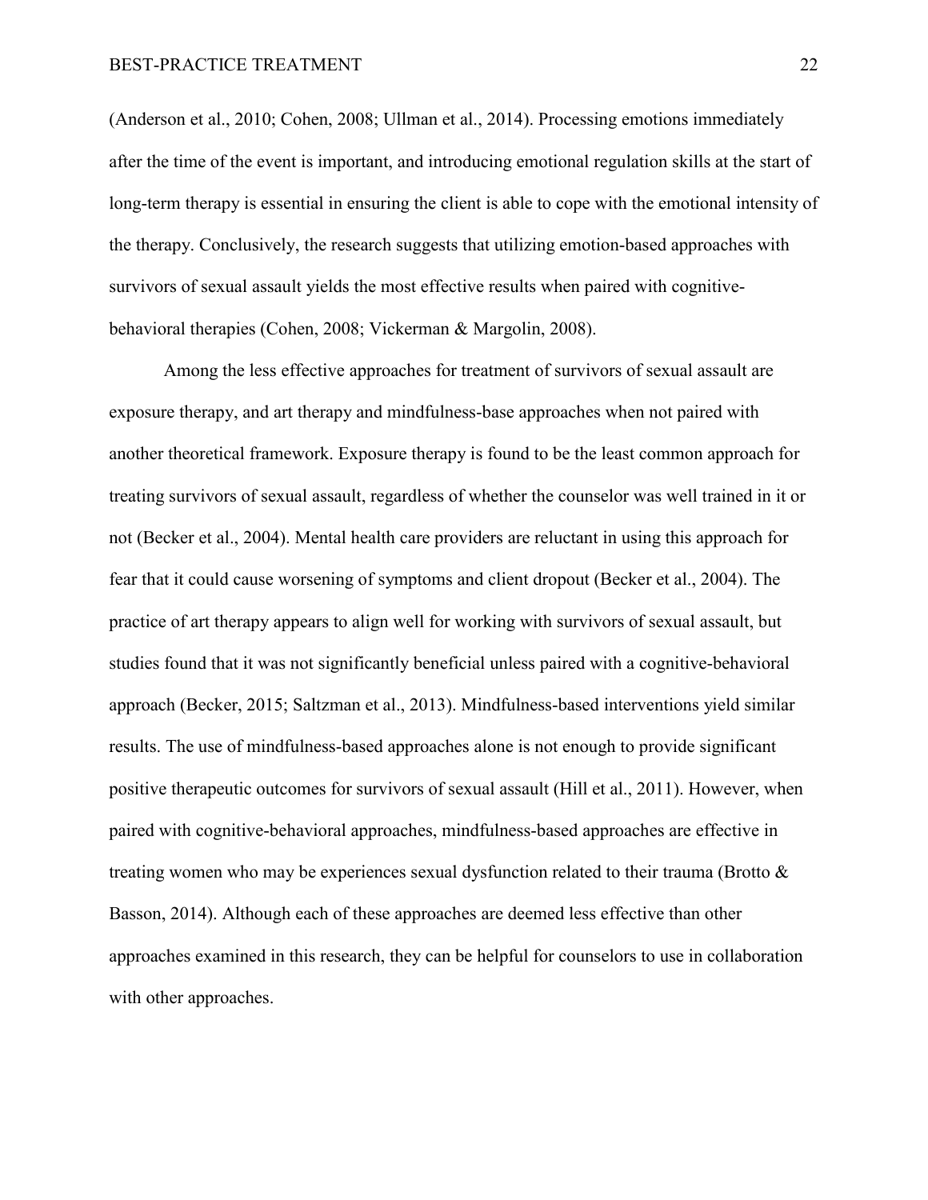(Anderson et al., 2010; Cohen, 2008; Ullman et al., 2014). Processing emotions immediately after the time of the event is important, and introducing emotional regulation skills at the start of long-term therapy is essential in ensuring the client is able to cope with the emotional intensity of the therapy. Conclusively, the research suggests that utilizing emotion-based approaches with survivors of sexual assault yields the most effective results when paired with cognitive-behavioral therapies (Cohen, 2008; Vickerman & Margolin, 2008).

Among the less effective approaches for treatment of survivors of sexual assault are exposure therapy, and art therapy and mindfulness-base approaches when not paired with another theoretical framework. Exposure therapy is found to be the least common approach for treating survivors of sexual assault, regardless of whether the counselor was well trained in it or not (Becker et al., 2004). Mental health care providers are reluctant in using this approach for fear that it could cause worsening of symptoms and client dropout (Becker et al., 2004). The practice of art therapy appears to align well for working with survivors of sexual assault, but studies found that it was not significantly beneficial unless paired with a cognitive-behavioral approach (Becker, 2015; Saltzman et al., 2013). Mindfulness-based interventions yield similar results. The use of mindfulness-based approaches alone is not enough to provide significant positive therapeutic outcomes for survivors of sexual assault (Hill et al., 2011). However, when paired with cognitive-behavioral approaches, mindfulness-based approaches are effective in treating women who may be experiences sexual dysfunction related to their trauma (Brotto & Basson, 2014). Although each of these approaches are deemed less effective than other approaches examined in this research, they can be helpful for counselors to use in collaboration with other approaches.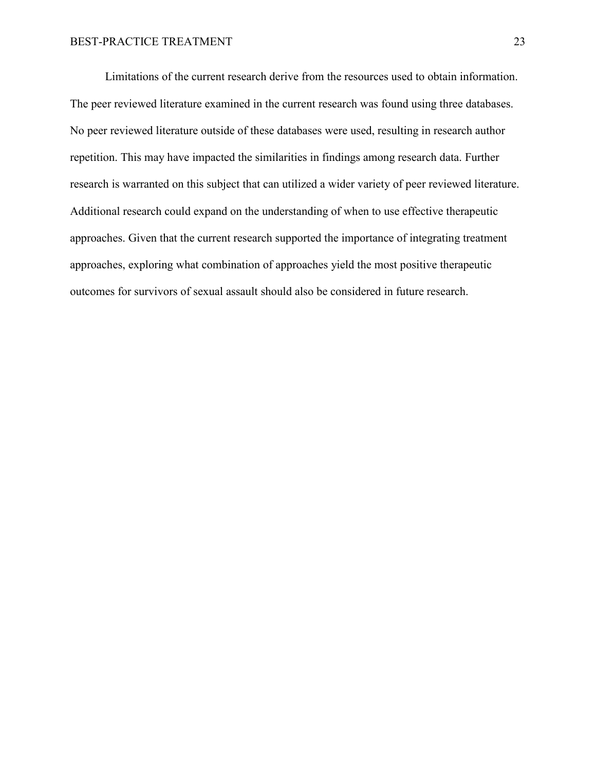Limitations of the current research derive from the resources used to obtain information. The peer reviewed literature examined in the current research was found using three databases. No peer reviewed literature outside of these databases were used, resulting in research author repetition. This may have impacted the similarities in findings among research data. Further research is warranted on this subject that can utilized a wider variety of peer reviewed literature. Additional research could expand on the understanding of when to use effective therapeutic approaches. Given that the current research supported the importance of integrating treatment approaches, exploring what combination of approaches yield the most positive therapeutic outcomes for survivors of sexual assault should also be considered in future research.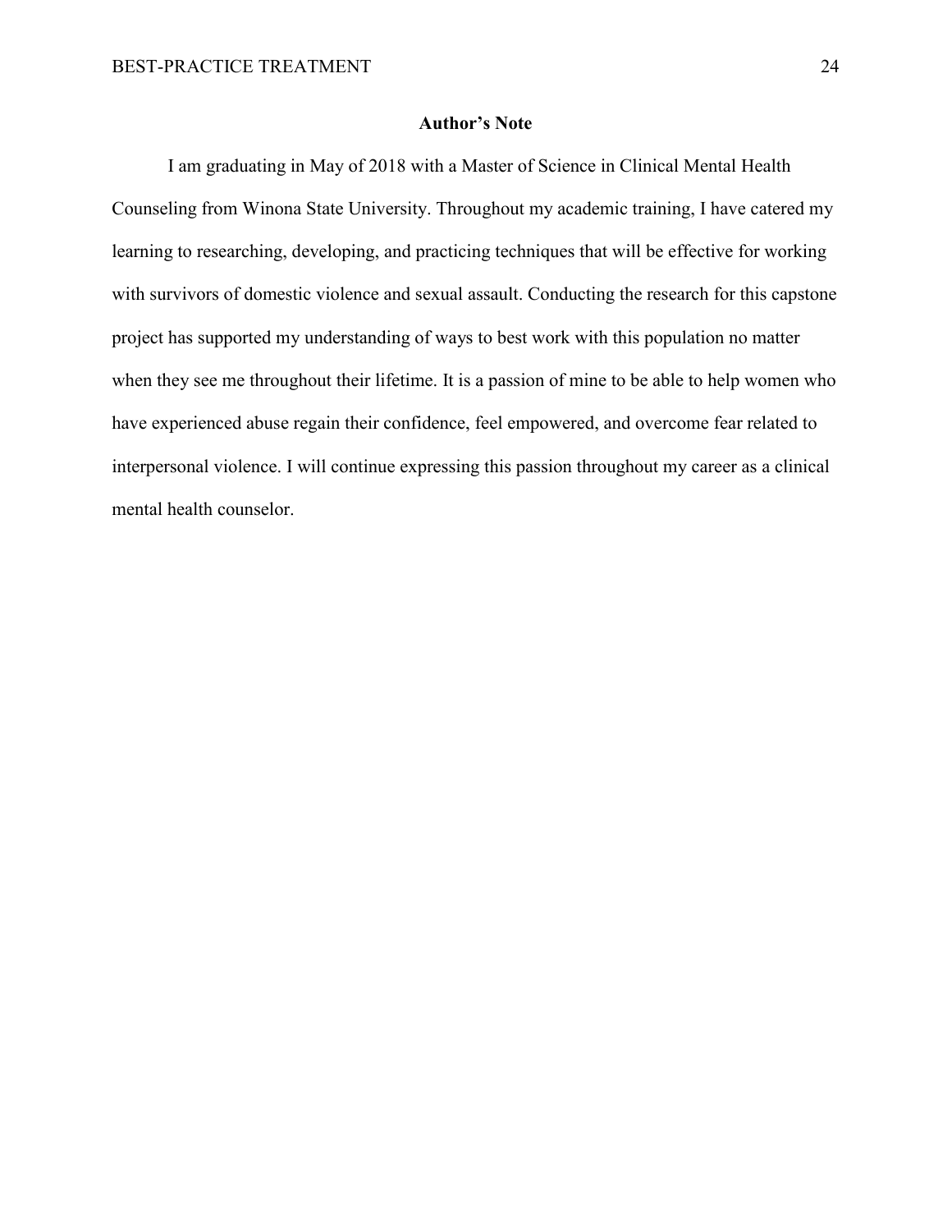## Author's Note

I am graduating in May of 2018 with a Master of Science in Clinical Mental Health Counseling from Winona State University. Throughout my academic training, I have catered my learning to researching, developing, and practicing techniques that will be effective for working with survivors of domestic violence and sexual assault. Conducting the research for this capstone project has supported my understanding of ways to best work with this population no matter when they see me throughout their lifetime. It is a passion of mine to be able to help women who have experienced abuse regain their confidence, feel empowered, and overcome fear related to interpersonal violence. I will continue expressing this passion throughout my career as a clinical mental health counselor.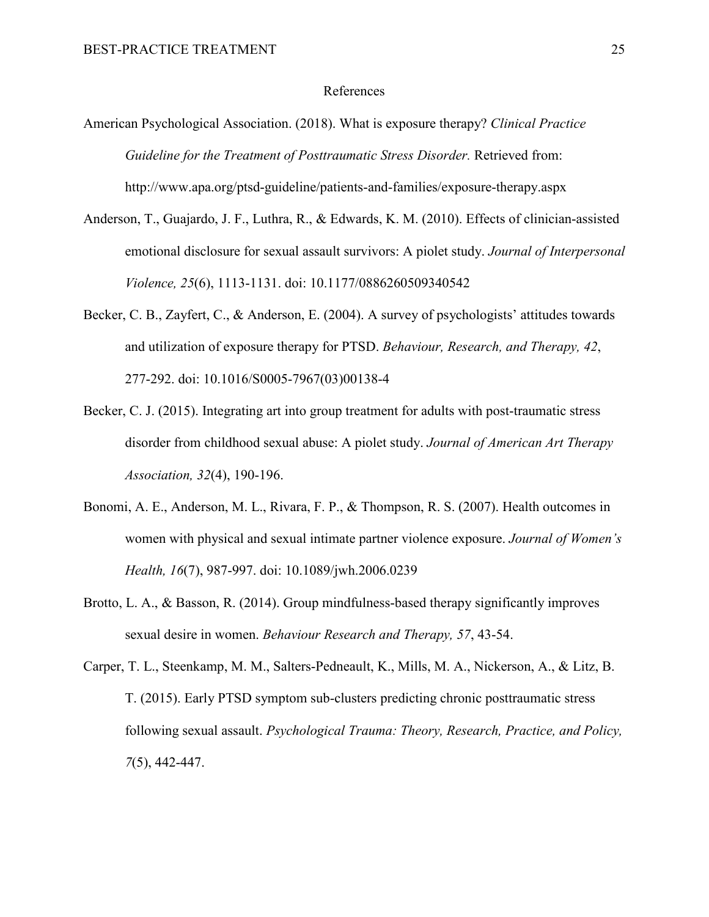# References

American Psychological Association. (2018). What is exposure therapy? *Clinical Practice Guideline for the Treatment of Posttraumatic Stress Disorder.* Retrieved from: http://www.apa.org/ptsd-guideline/patients-and-families/exposure-therapy.aspx

Anderson, T., Guajardo, J. F., Luthra, R., & Edwards, K. M. (2010). Effects of clinician-assisted emotional disclosure for sexual assault survivors: A piolet study. *Journal of Interpersonal Violence, 25*(6), 1113-1131. doi: 10.1177/0886260509340542

Becker, C. B., Zayfert, C., & Anderson, E. (2004). A survey of psychologists' attitudes towards and utilization of exposure therapy for PTSD. *Behaviour, Research, and Therapy, 42*, 277-292. doi: 10.1016/S0005-7967(03)00138-4

Becker, C. J. (2015). Integrating art into group treatment for adults with post-traumatic stress disorder from childhood sexual abuse: A piolet study. *Journal of American Art Therapy Association, 32*(4), 190-196.

Bonomi, A. E., Anderson, M. L., Rivara, F. P., & Thompson, R. S. (2007). Health outcomes in women with physical and sexual intimate partner violence exposure. *Journal of Women's Health, 16*(7), 987-997. doi: 10.1089/jwh.2006.0239

Brotto, L. A., & Basson, R. (2014). Group mindfulness-based therapy significantly improves sexual desire in women. *Behaviour Research and Therapy, 57*, 43-54.

Carper, T. L., Steenkamp, M. M., Salters-Pedneault, K., Mills, M. A., Nickerson, A., & Litz, B. T. (2015). Early PTSD symptom sub-clusters predicting chronic posttraumatic stress following sexual assault. *Psychological Trauma: Theory, Research, Practice, and Policy, 7*(5), 442-447.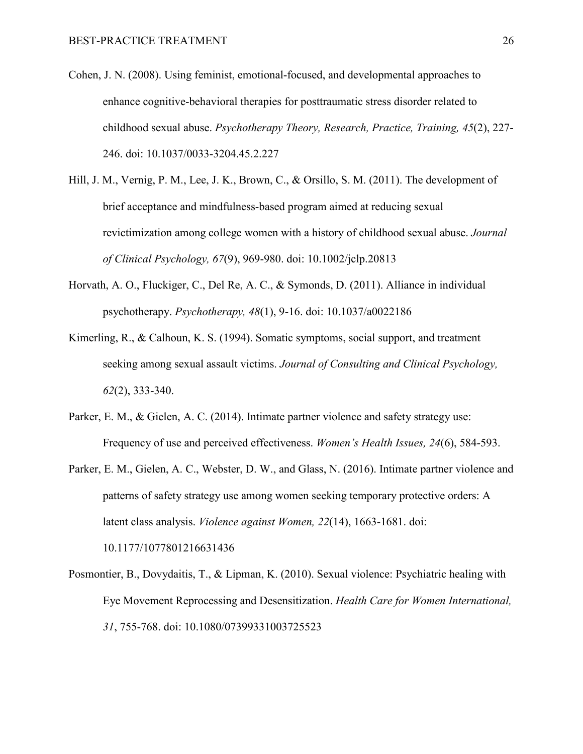Cohen, J. N. (2008). Using feminist, emotional-focused, and developmental approaches to enhance cognitive-behavioral therapies for posttraumatic stress disorder related to childhood sexual abuse. *Psychotherapy Theory, Research, Practice, Training, 45*(2), 227-246. doi: 10.1037/0033-3204.45.2.227

Hill, J. M., Vernig, P. M., Lee, J. K., Brown, C., & Orsillo, S. M. (2011). The development of brief acceptance and mindfulness-based program aimed at reducing sexual revictimization among college women with a history of childhood sexual abuse. *Journal of Clinical Psychology, 67*(9), 969-980. doi: 10.1002/jclp.20813

Horvath, A. O., Fluckiger, C., Del Re, A. C., & Symonds, D. (2011). Alliance in individual psychotherapy. *Psychotherapy, 48*(1), 9-16. doi: 10.1037/a0022186

Kimerling, R., & Calhoun, K. S. (1994). Somatic symptoms, social support, and treatment seeking among sexual assault victims. *Journal of Consulting and Clinical Psychology, 62*(2), 333-340.

Parker, E. M., & Gielen, A. C. (2014). Intimate partner violence and safety strategy use: Frequency of use and perceived effectiveness. *Women's Health Issues, 24*(6), 584-593.

Parker, E. M., Gielen, A. C., Webster, D. W., and Glass, N. (2016). Intimate partner violence and patterns of safety strategy use among women seeking temporary protective orders: A latent class analysis. *Violence against Women, 22*(14), 1663-1681. doi: 10.1177/1077801216631436

Posmontier, B., Dovydaitis, T., & Lipman, K. (2010). Sexual violence: Psychiatric healing with Eye Movement Reprocessing and Desensitization. *Health Care for Women International, 31*, 755-768. doi: 10.1080/07399331003725523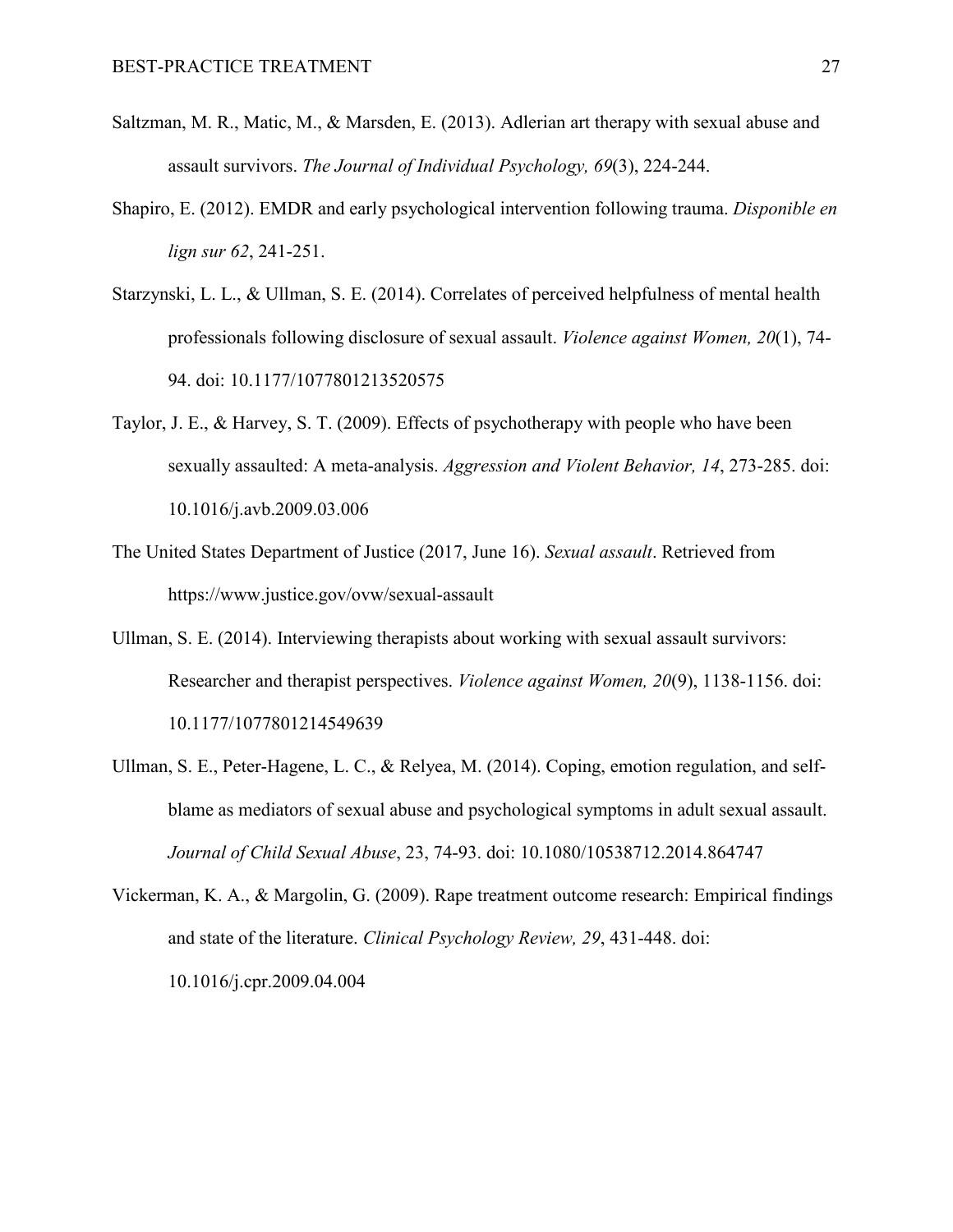Saltzman, M. R., Matic, M., & Marsden, E. (2013). Adlerian art therapy with sexual abuse and assault survivors. *The Journal of Individual Psychology, 69*(3), 224-244.

Shapiro, E. (2012). EMDR and early psychological intervention following trauma. *Disponible en lign sur 62*, 241-251.

Starzynski, L. L., & Ullman, S. E. (2014). Correlates of perceived helpfulness of mental health professionals following disclosure of sexual assault. *Violence against Women, 20*(1), 74-94. doi: 10.1177/1077801213520575

Taylor, J. E., & Harvey, S. T. (2009). Effects of psychotherapy with people who have been sexually assaulted: A meta-analysis. *Aggression and Violent Behavior, 14*, 273-285. doi: 10.1016/j.avb.2009.03.006

The United States Department of Justice (2017, June 16). *Sexual assault*. Retrieved from https://www.justice.gov/ovw/sexual-assault

Ullman, S. E. (2014). Interviewing therapists about working with sexual assault survivors: Researcher and therapist perspectives. *Violence against Women, 20*(9), 1138-1156. doi: 10.1177/1077801214549639

Ullman, S. E., Peter-Hagene, L. C., & Relyea, M. (2014). Coping, emotion regulation, and self-blame as mediators of sexual abuse and psychological symptoms in adult sexual assault. *Journal of Child Sexual Abuse*, 23, 74-93. doi: 10.1080/10538712.2014.864747

Vickerman, K. A., & Margolin, G. (2009). Rape treatment outcome research: Empirical findings and state of the literature. *Clinical Psychology Review, 29*, 431-448. doi: 10.1016/j.cpr.2009.04.004